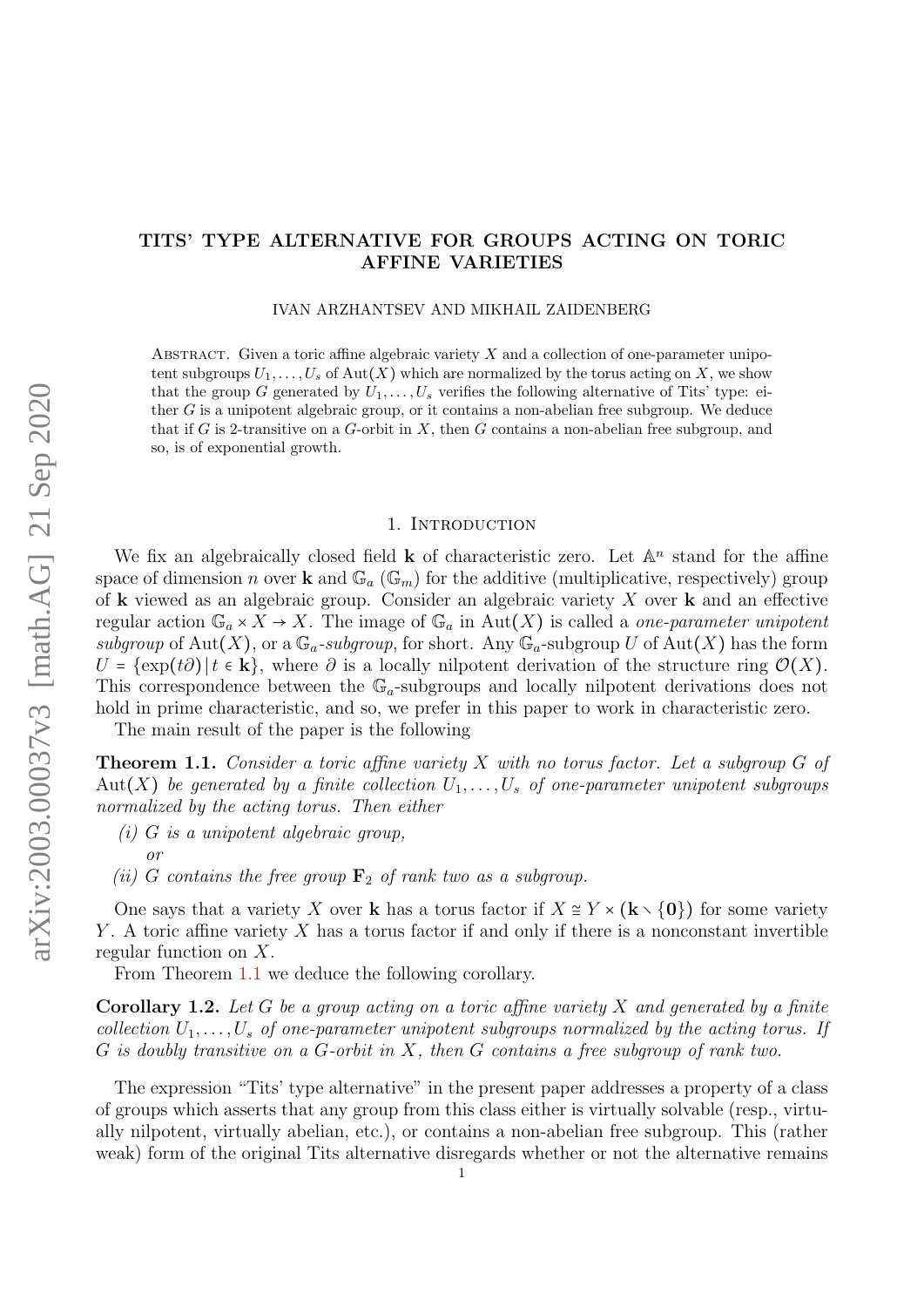# TITS' TYPE ALTERNATIVE FOR GROUPS ACTING ON TORIC AFFINE VARIETIES

IVAN ARZHANTSEV AND MIKHAIL ZAIDENBERG

Abstract. Given a toric affine algebraic variety $X$ and a collection of one-parameter unipotent subgroups $U_1, \ldots, U_s$ of $\mathrm{Aut}(X)$ which are normalized by the torus acting on $X$, we show that the group $G$ generated by $U_1, \ldots, U_s$ verifies the following alternative of Tits' type: either $G$ is a unipotent algebraic group, or it contains a non-abelian free subgroup. We deduce that if $G$ is 2-transitive on a $G$-orbit in $X$, then $G$ contains a non-abelian free subgroup, and so, is of exponential growth.

## 1. Introduction

We fix an algebraically closed field $\mathbf{k}$ of characteristic zero. Let $\mathbb{A}^n$ stand for the affine space of dimension $n$ over $\mathbf{k}$ and $\mathbb{G}_a$ ($\mathbb{G}_m$) for the additive (multiplicative, respectively) group of $\mathbf{k}$ viewed as an algebraic group. Consider an algebraic variety $X$ over $\mathbf{k}$ and an effective regular action $\mathbb{G}_a \times X \to X$. The image of $\mathbb{G}_a$ in $\mathrm{Aut}(X)$ is called a *one-parameter unipotent subgroup* of $\mathrm{Aut}(X)$, or a $\mathbb{G}_a$*-subgroup*, for short. Any $\mathbb{G}_a$-subgroup $U$ of $\mathrm{Aut}(X)$ has the form $U = \{\exp(t\partial) \,|\, t \in \mathbf{k}\}$, where $\partial$ is a locally nilpotent derivation of the structure ring $\mathcal{O}(X)$. This correspondence between the $\mathbb{G}_a$-subgroups and locally nilpotent derivations does not hold in prime characteristic, and so, we prefer in this paper to work in characteristic zero.

The main result of the paper is the following

**Theorem 1.1.** *Consider a toric affine variety $X$ with no torus factor. Let a subgroup $G$ of $\mathrm{Aut}(X)$ be generated by a finite collection $U_1, \ldots, U_s$ of one-parameter unipotent subgroups normalized by the acting torus. Then either*

*(i) $G$ is a unipotent algebraic group,*

*or*

*(ii) $G$ contains the free group $\mathbf{F}_2$ of rank two as a subgroup.*

One says that a variety $X$ over $\mathbf{k}$ has a torus factor if $X \cong Y \times (\mathbf{k} \setminus \{\mathbf{0}\})$ for some variety $Y$. A toric affine variety $X$ has a torus factor if and only if there is a nonconstant invertible regular function on $X$.

From Theorem 1.1 we deduce the following corollary.

**Corollary 1.2.** *Let $G$ be a group acting on a toric affine variety $X$ and generated by a finite collection $U_1, \ldots, U_s$ of one-parameter unipotent subgroups normalized by the acting torus. If $G$ is doubly transitive on a $G$-orbit in $X$, then $G$ contains a free subgroup of rank two.*

The expression "Tits' type alternative" in the present paper addresses a property of a class of groups which asserts that any group from this class either is virtually solvable (resp., virtually nilpotent, virtually abelian, etc.), or contains a non-abelian free subgroup. This (rather weak) form of the original Tits alternative disregards whether or not the alternative remains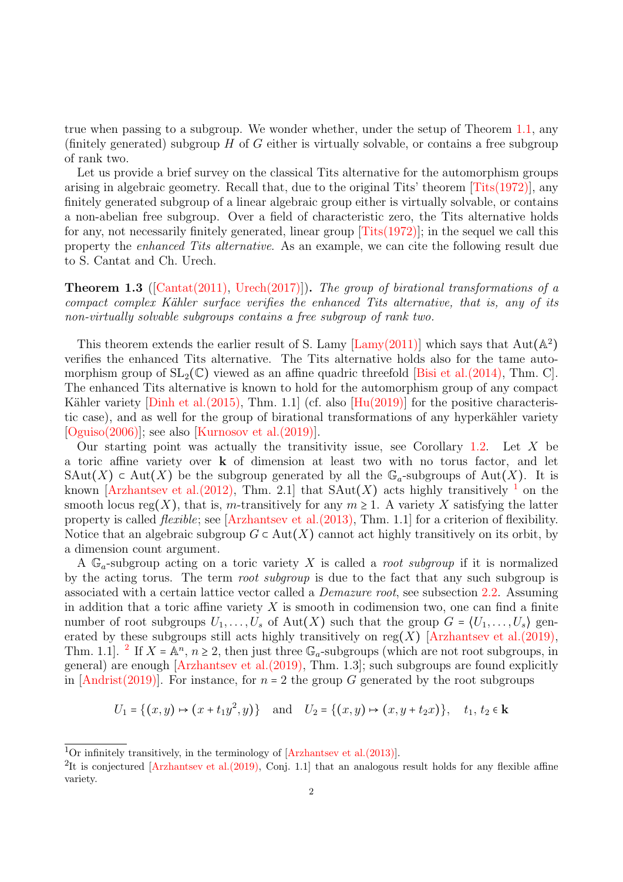true when passing to a subgroup. We wonder whether, under the setup of Theorem 1.1, any (finitely generated) subgroup $H$ of $G$ either is virtually solvable, or contains a free subgroup of rank two.

Let us provide a brief survey on the classical Tits alternative for the automorphism groups arising in algebraic geometry. Recall that, due to the original Tits' theorem [Tits(1972)], any finitely generated subgroup of a linear algebraic group either is virtually solvable, or contains a non-abelian free subgroup. Over a field of characteristic zero, the Tits alternative holds for any, not necessarily finitely generated, linear group [Tits(1972)]; in the sequel we call this property the *enhanced Tits alternative*. As an example, we can cite the following result due to S. Cantat and Ch. Urech.

**Theorem 1.3** ([Cantat(2011), Urech(2017)]). *The group of birational transformations of a compact complex Kähler surface verifies the enhanced Tits alternative, that is, any of its non-virtually solvable subgroups contains a free subgroup of rank two.*

This theorem extends the earlier result of S. Lamy [Lamy(2011)] which says that $\mathrm{Aut}(\mathbb{A}^2)$ verifies the enhanced Tits alternative. The Tits alternative holds also for the tame automorphism group of $\mathrm{SL}_2(\mathbb{C})$ viewed as an affine quadric threefold [Bisi et al.(2014), Thm. C]. The enhanced Tits alternative is known to hold for the automorphism group of any compact Kähler variety [Dinh et al.(2015), Thm. 1.1] (cf. also [Hu(2019)] for the positive characteristic case), and as well for the group of birational transformations of any hyperkähler variety [Oguiso(2006)]; see also [Kurnosov et al.(2019)].

Our starting point was actually the transitivity issue, see Corollary 1.2. Let $X$ be a toric affine variety over $\mathbf{k}$ of dimension at least two with no torus factor, and let $\mathrm{SAut}(X) \subset \mathrm{Aut}(X)$ be the subgroup generated by all the $\mathbb{G}_a$-subgroups of $\mathrm{Aut}(X)$. It is known [Arzhantsev et al.(2012), Thm. 2.1] that $\mathrm{SAut}(X)$ acts highly transitively [1] on the smooth locus $\mathrm{reg}(X)$, that is, $m$-transitively for any $m \geq 1$. A variety $X$ satisfying the latter property is called *flexible*; see [Arzhantsev et al.(2013), Thm. 1.1] for a criterion of flexibility. Notice that an algebraic subgroup $G \subset \mathrm{Aut}(X)$ cannot act highly transitively on its orbit, by a dimension count argument.

A $\mathbb{G}_a$-subgroup acting on a toric variety $X$ is called a *root subgroup* if it is normalized by the acting torus. The term *root subgroup* is due to the fact that any such subgroup is associated with a certain lattice vector called a *Demazure root*, see subsection 2.2. Assuming in addition that a toric affine variety $X$ is smooth in codimension two, one can find a finite number of root subgroups $U_1, \ldots, U_s$ of $\mathrm{Aut}(X)$ such that the group $G = \langle U_1, \ldots, U_s \rangle$ generated by these subgroups still acts highly transitively on $\mathrm{reg}(X)$ [Arzhantsev et al.(2019), Thm. 1.1]. [2] If $X = \mathbb{A}^n$, $n \geq 2$, then just three $\mathbb{G}_a$-subgroups (which are not root subgroups, in general) are enough [Arzhantsev et al.(2019), Thm. 1.3]; such subgroups are found explicitly in [Andrist(2019)]. For instance, for $n = 2$ the group $G$ generated by the root subgroups

$$U_1 = \{(x, y) \mapsto (x + t_1 y^2, y)\} \quad \text{and} \quad U_2 = \{(x, y) \mapsto (x, y + t_2 x)\}, \quad t_1, t_2 \in \mathbf{k}$$

---

[1] Or infinitely transitively, in the terminology of [Arzhantsev et al.(2013)].

[2] It is conjectured [Arzhantsev et al.(2019), Conj. 1.1] that an analogous result holds for any flexible affine variety.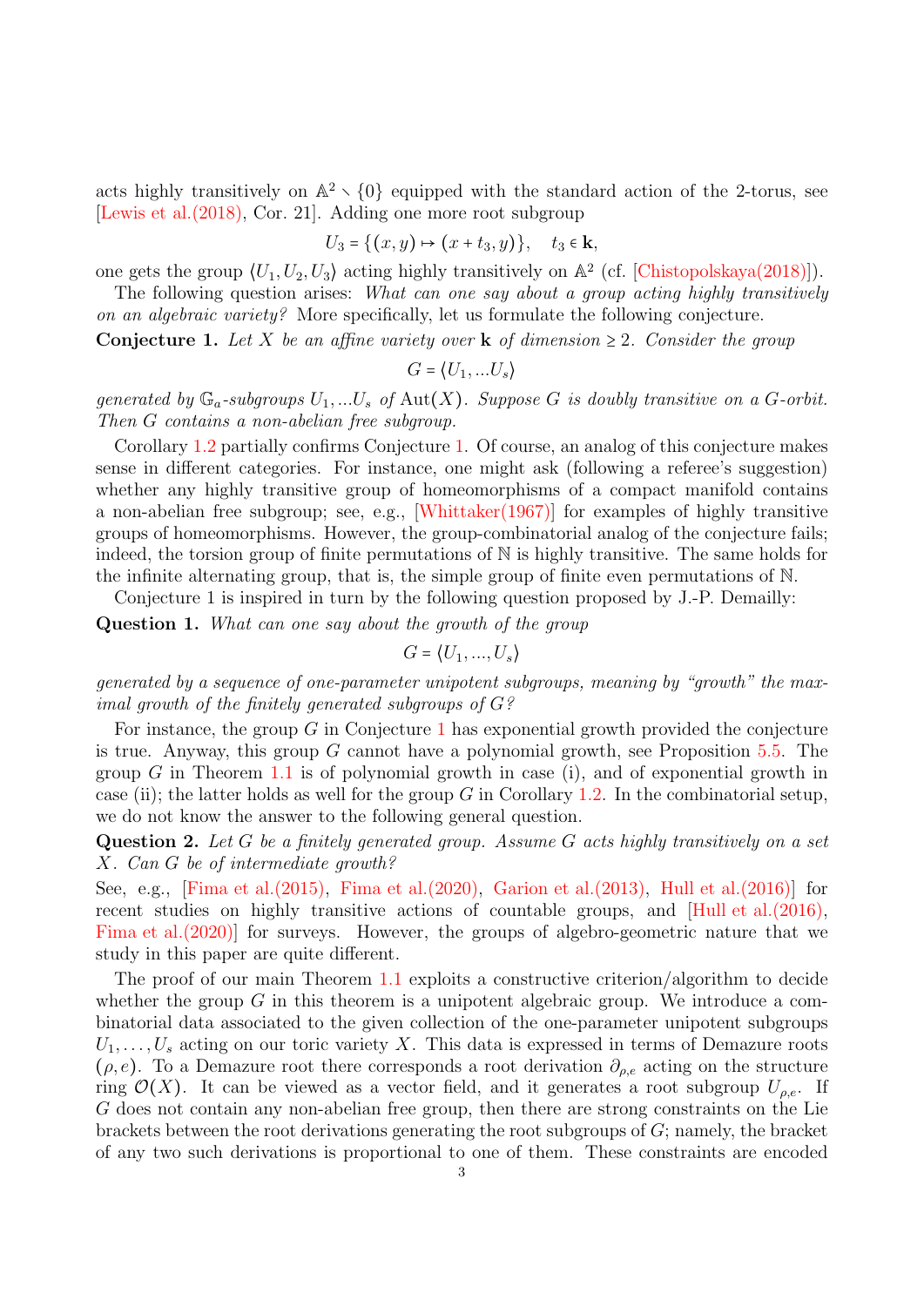acts highly transitively on $\mathbb{A}^2 \setminus \{0\}$ equipped with the standard action of the 2-torus, see [Lewis et al.(2018), Cor. 21]. Adding one more root subgroup

$$U_3 = \{(x, y) \mapsto (x + t_3, y)\}, \quad t_3 \in \mathbf{k},$$

one gets the group $\langle U_1, U_2, U_3 \rangle$ acting highly transitively on $\mathbb{A}^2$ (cf. [Chistopolskaya(2018)]).

The following question arises: *What can one say about a group acting highly transitively on an algebraic variety?* More specifically, let us formulate the following conjecture.

**Conjecture 1.** *Let $X$ be an affine variety over $\mathbf{k}$ of dimension $\geq 2$. Consider the group*

$$G = \langle U_1, \ldots U_s \rangle$$

*generated by $\mathbb{G}_a$-subgroups $U_1, \ldots U_s$ of $\mathrm{Aut}(X)$. Suppose $G$ is doubly transitive on a $G$-orbit. Then $G$ contains a non-abelian free subgroup.*

Corollary 1.2 partially confirms Conjecture 1. Of course, an analog of this conjecture makes sense in different categories. For instance, one might ask (following a referee's suggestion) whether any highly transitive group of homeomorphisms of a compact manifold contains a non-abelian free subgroup; see, e.g., [Whittaker(1967)] for examples of highly transitive groups of homeomorphisms. However, the group-combinatorial analog of the conjecture fails; indeed, the torsion group of finite permutations of $\mathbb{N}$ is highly transitive. The same holds for the infinite alternating group, that is, the simple group of finite even permutations of $\mathbb{N}$.

Conjecture 1 is inspired in turn by the following question proposed by J.-P. Demailly:

**Question 1.** *What can one say about the growth of the group*

$$G = \langle U_1, \ldots, U_s \rangle$$

*generated by a sequence of one-parameter unipotent subgroups, meaning by "growth" the maximal growth of the finitely generated subgroups of $G$?*

For instance, the group $G$ in Conjecture 1 has exponential growth provided the conjecture is true. Anyway, this group $G$ cannot have a polynomial growth, see Proposition 5.5. The group $G$ in Theorem 1.1 is of polynomial growth in case (i), and of exponential growth in case (ii); the latter holds as well for the group $G$ in Corollary 1.2. In the combinatorial setup, we do not know the answer to the following general question.

**Question 2.** *Let $G$ be a finitely generated group. Assume $G$ acts highly transitively on a set $X$. Can $G$ be of intermediate growth?*

See, e.g., [Fima et al.(2015), Fima et al.(2020), Garion et al.(2013), Hull et al.(2016)] for recent studies on highly transitive actions of countable groups, and [Hull et al.(2016), Fima et al.(2020)] for surveys. However, the groups of algebro-geometric nature that we study in this paper are quite different.

The proof of our main Theorem 1.1 exploits a constructive criterion/algorithm to decide whether the group $G$ in this theorem is a unipotent algebraic group. We introduce a combinatorial data associated to the given collection of the one-parameter unipotent subgroups $U_1, \ldots, U_s$ acting on our toric variety $X$. This data is expressed in terms of Demazure roots $(\rho, e)$. To a Demazure root there corresponds a root derivation $\partial_{\rho,e}$ acting on the structure ring $\mathcal{O}(X)$. It can be viewed as a vector field, and it generates a root subgroup $U_{\rho,e}$. If $G$ does not contain any non-abelian free group, then there are strong constraints on the Lie brackets between the root derivations generating the root subgroups of $G$; namely, the bracket of any two such derivations is proportional to one of them. These constraints are encoded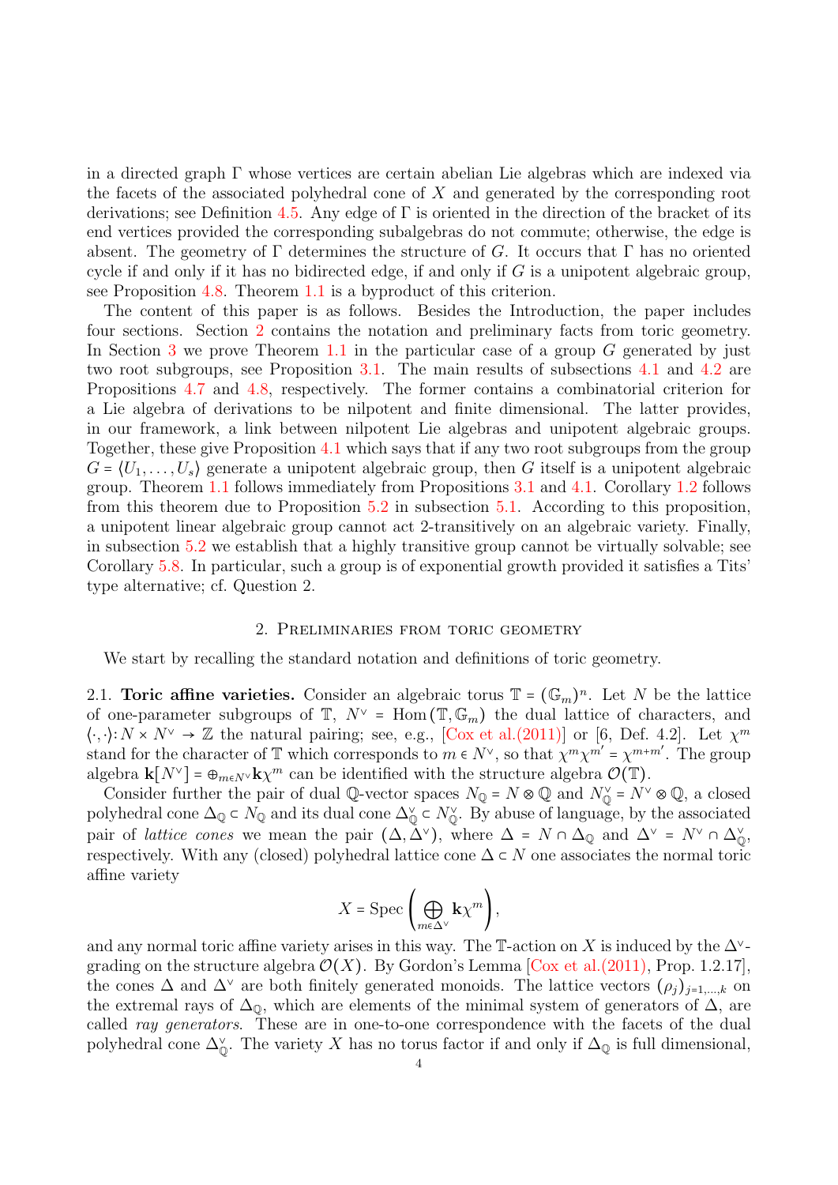in a directed graph $\Gamma$ whose vertices are certain abelian Lie algebras which are indexed via the facets of the associated polyhedral cone of $X$ and generated by the corresponding root derivations; see Definition 4.5. Any edge of $\Gamma$ is oriented in the direction of the bracket of its end vertices provided the corresponding subalgebras do not commute; otherwise, the edge is absent. The geometry of $\Gamma$ determines the structure of $G$. It occurs that $\Gamma$ has no oriented cycle if and only if it has no bidirected edge, if and only if $G$ is a unipotent algebraic group, see Proposition 4.8. Theorem 1.1 is a byproduct of this criterion.

The content of this paper is as follows. Besides the Introduction, the paper includes four sections. Section 2 contains the notation and preliminary facts from toric geometry. In Section 3 we prove Theorem 1.1 in the particular case of a group $G$ generated by just two root subgroups, see Proposition 3.1. The main results of subsections 4.1 and 4.2 are Propositions 4.7 and 4.8, respectively. The former contains a combinatorial criterion for a Lie algebra of derivations to be nilpotent and finite dimensional. The latter provides, in our framework, a link between nilpotent Lie algebras and unipotent algebraic groups. Together, these give Proposition 4.1 which says that if any two root subgroups from the group $G = \langle U_1, \ldots, U_s \rangle$ generate a unipotent algebraic group, then $G$ itself is a unipotent algebraic group. Theorem 1.1 follows immediately from Propositions 3.1 and 4.1. Corollary 1.2 follows from this theorem due to Proposition 5.2 in subsection 5.1. According to this proposition, a unipotent linear algebraic group cannot act 2-transitively on an algebraic variety. Finally, in subsection 5.2 we establish that a highly transitive group cannot be virtually solvable; see Corollary 5.8. In particular, such a group is of exponential growth provided it satisfies a Tits' type alternative; cf. Question 2.

## 2. Preliminaries from toric geometry

We start by recalling the standard notation and definitions of toric geometry.

**2.1. Toric affine varieties.** Consider an algebraic torus $\mathbb{T} = (\mathbb{G}_m)^n$. Let $N$ be the lattice of one-parameter subgroups of $\mathbb{T}$, $N^\vee = \mathrm{Hom}(\mathbb{T}, \mathbb{G}_m)$ the dual lattice of characters, and $\langle \cdot, \cdot \rangle \colon N \times N^\vee \to \mathbb{Z}$ the natural pairing; see, e.g., [Cox et al.(2011)] or [6, Def. 4.2]. Let $\chi^m$ stand for the character of $\mathbb{T}$ which corresponds to $m \in N^\vee$, so that $\chi^m \chi^{m'} = \chi^{m+m'}$. The group algebra $\mathbf{k}[N^\vee] = \oplus_{m \in N^\vee} \mathbf{k}\chi^m$ can be identified with the structure algebra $\mathcal{O}(\mathbb{T})$.

Consider further the pair of dual $\mathbb{Q}$-vector spaces $N_\mathbb{Q} = N \otimes \mathbb{Q}$ and $N_\mathbb{Q}^\vee = N^\vee \otimes \mathbb{Q}$, a closed polyhedral cone $\Delta_\mathbb{Q} \subset N_\mathbb{Q}$ and its dual cone $\Delta_\mathbb{Q}^\vee \subset N_\mathbb{Q}^\vee$. By abuse of language, by the associated pair of *lattice cones* we mean the pair $(\Delta, \Delta^\vee)$, where $\Delta = N \cap \Delta_\mathbb{Q}$ and $\Delta^\vee = N^\vee \cap \Delta_\mathbb{Q}^\vee$, respectively. With any (closed) polyhedral lattice cone $\Delta \subset N$ one associates the normal toric affine variety

$$X = \mathrm{Spec}\left(\bigoplus_{m \in \Delta^\vee} \mathbf{k}\chi^m\right),$$

and any normal toric affine variety arises in this way. The $\mathbb{T}$-action on $X$ is induced by the $\Delta^\vee$-grading on the structure algebra $\mathcal{O}(X)$. By Gordon's Lemma [Cox et al.(2011), Prop. 1.2.17], the cones $\Delta$ and $\Delta^\vee$ are both finitely generated monoids. The lattice vectors $(\rho_j)_{j=1,\ldots,k}$ on the extremal rays of $\Delta_\mathbb{Q}$, which are elements of the minimal system of generators of $\Delta$, are called *ray generators*. These are in one-to-one correspondence with the facets of the dual polyhedral cone $\Delta_\mathbb{Q}^\vee$. The variety $X$ has no torus factor if and only if $\Delta_\mathbb{Q}$ is full dimensional,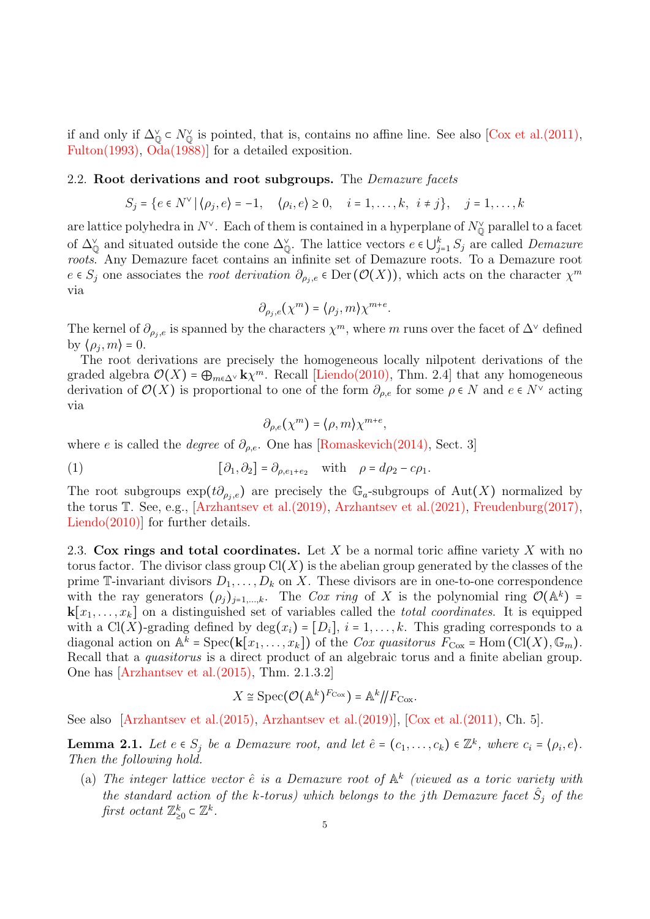if and only if $\Delta^\vee_{\mathbb{Q}} \subset N^\vee_{\mathbb{Q}}$ is pointed, that is, contains no affine line. See also [Cox et al.(2011), Fulton(1993), Oda(1988)] for a detailed exposition.

**2.2. Root derivations and root subgroups.** The *Demazure facets*

$$S_j = \{e \in N^\vee \,|\, \langle \rho_j, e\rangle = -1, \quad \langle \rho_i, e\rangle \geq 0, \quad i = 1,\dots,k, \;\; i \neq j\}, \quad j = 1,\dots,k$$

are lattice polyhedra in $N^\vee$. Each of them is contained in a hyperplane of $N^\vee_{\mathbb{Q}}$ parallel to a facet of $\Delta^\vee_{\mathbb{Q}}$ and situated outside the cone $\Delta^\vee_{\mathbb{Q}}$. The lattice vectors $e \in \bigcup_{j=1}^k S_j$ are called *Demazure roots*. Any Demazure facet contains an infinite set of Demazure roots. To a Demazure root $e \in S_j$ one associates the *root derivation* $\partial_{\rho_j,e} \in \mathrm{Der}(\mathcal{O}(X))$, which acts on the character $\chi^m$ via

$$\partial_{\rho_j,e}(\chi^m) = \langle \rho_j, m\rangle \chi^{m+e}.$$

The kernel of $\partial_{\rho_j,e}$ is spanned by the characters $\chi^m$, where $m$ runs over the facet of $\Delta^\vee$ defined by $\langle \rho_j, m\rangle = 0$.

The root derivations are precisely the homogeneous locally nilpotent derivations of the graded algebra $\mathcal{O}(X) = \bigoplus_{m\in\Delta^\vee} \mathbf{k}\chi^m$. Recall [Liendo(2010), Thm. 2.4] that any homogeneous derivation of $\mathcal{O}(X)$ is proportional to one of the form $\partial_{\rho,e}$ for some $\rho \in N$ and $e \in N^\vee$ acting via

$$\partial_{\rho,e}(\chi^m) = \langle \rho, m\rangle \chi^{m+e},$$

where $e$ is called the *degree* of $\partial_{\rho,e}$. One has [Romaskevich(2014), Sect. 3]

$$[\partial_1, \partial_2] = \partial_{\rho, e_1+e_2} \quad \text{with} \quad \rho = d\rho_2 - c\rho_1. \tag{1}$$

The root subgroups $\exp(t\partial_{\rho_j,e})$ are precisely the $\mathbb{G}_a$-subgroups of $\mathrm{Aut}(X)$ normalized by the torus $\mathbb{T}$. See, e.g., [Arzhantsev et al.(2019), Arzhantsev et al.(2021), Freudenburg(2017), Liendo(2010)] for further details.

**2.3. Cox rings and total coordinates.** Let $X$ be a normal toric affine variety $X$ with no torus factor. The divisor class group $\mathrm{Cl}(X)$ is the abelian group generated by the classes of the prime $\mathbb{T}$-invariant divisors $D_1,\dots,D_k$ on $X$. These divisors are in one-to-one correspondence with the ray generators $(\rho_j)_{j=1,\dots,k}$. The *Cox ring* of $X$ is the polynomial ring $\mathcal{O}(\mathbb{A}^k) = \mathbf{k}[x_1,\dots,x_k]$ on a distinguished set of variables called the *total coordinates*. It is equipped with a $\mathrm{Cl}(X)$-grading defined by $\deg(x_i) = [D_i]$, $i = 1,\dots,k$. This grading corresponds to a diagonal action on $\mathbb{A}^k = \mathrm{Spec}(\mathbf{k}[x_1,\dots,x_k])$ of the *Cox quasitorus* $F_{\mathrm{Cox}} = \mathrm{Hom}(\mathrm{Cl}(X), \mathbb{G}_m)$. Recall that a *quasitorus* is a direct product of an algebraic torus and a finite abelian group. One has [Arzhantsev et al.(2015), Thm. 2.1.3.2]

$$X \cong \mathrm{Spec}(\mathcal{O}(\mathbb{A}^k)^{F_{\mathrm{Cox}}}) = \mathbb{A}^k /\!\!/ F_{\mathrm{Cox}}.$$

See also [Arzhantsev et al.(2015), Arzhantsev et al.(2019)], [Cox et al.(2011), Ch. 5].

**Lemma 2.1.** *Let $e \in S_j$ be a Demazure root, and let $\hat{e} = (c_1,\dots,c_k) \in \mathbb{Z}^k$, where $c_i = \langle \rho_i, e\rangle$. Then the following hold.*

(a) *The integer lattice vector $\hat{e}$ is a Demazure root of $\mathbb{A}^k$ (viewed as a toric variety with the standard action of the $k$-torus) which belongs to the $j$th Demazure facet $\hat{S}_j$ of the first octant $\mathbb{Z}^k_{\geq 0} \subset \mathbb{Z}^k$.*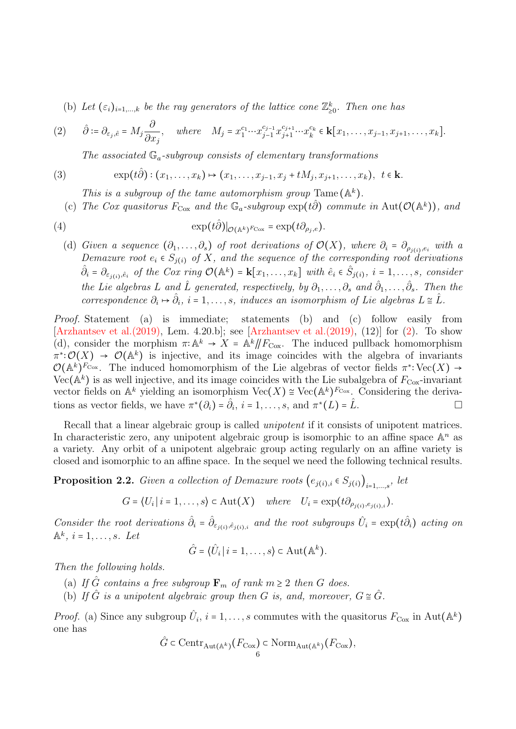(b) *Let $(\varepsilon_i)_{i=1,\dots,k}$ be the ray generators of the lattice cone $\mathbb{Z}^k_{\ge 0}$. Then one has*

$$
(2) \qquad \hat{\partial} := \partial_{\varepsilon_j,\hat{e}} = M_j \frac{\partial}{\partial x_j}, \quad \text{where} \quad M_j = x_1^{c_1}\cdots x_{j-1}^{c_{j-1}} x_{j+1}^{c_{j+1}}\cdots x_k^{c_k} \in \mathbf{k}[x_1,\dots,x_{j-1},x_{j+1},\dots,x_k].
$$

*The associated $\mathbb{G}_a$-subgroup consists of elementary transformations*

$$
(3) \qquad \exp(t\hat{\partial}) : (x_1,\dots,x_k) \mapsto (x_1,\dots,x_{j-1},x_j + tM_j, x_{j+1},\dots,x_k), \;\; t \in \mathbf{k}.
$$

*This is a subgroup of the tame automorphism group $\mathrm{Tame}(\mathbb{A}^k)$.*

(c) *The Cox quasitorus $F_{\mathrm{Cox}}$ and the $\mathbb{G}_a$-subgroup $\exp(t\hat{\partial})$ commute in $\mathrm{Aut}(\mathcal{O}(\mathbb{A}^k))$, and*

$$
(4) \qquad \exp(t\hat{\partial})|_{\mathcal{O}(\mathbb{A}^k)^{F_{\mathrm{Cox}}}} = \exp(t\partial_{\rho_j,e}).
$$

(d) *Given a sequence $(\partial_1,\dots,\partial_s)$ of root derivations of $\mathcal{O}(X)$, where $\partial_i = \partial_{\rho_{j(i)},e_i}$ with a Demazure root $e_i \in S_{j(i)}$ of $X$, and the sequence of the corresponding root derivations $\hat{\partial}_i = \partial_{\varepsilon_{j(i)},\hat{e}_i}$ of the Cox ring $\mathcal{O}(\mathbb{A}^k) = \mathbf{k}[x_1,\dots,x_k]$ with $\hat{e}_i \in \hat{S}_{j(i)}$, $i = 1,\dots,s$, consider the Lie algebras $L$ and $\hat{L}$ generated, respectively, by $\partial_1,\dots,\partial_s$ and $\hat{\partial}_1,\dots,\hat{\partial}_s$. Then the correspondence $\partial_i \mapsto \hat{\partial}_i$, $i = 1,\dots,s$, induces an isomorphism of Lie algebras $L \cong \hat{L}$.*

*Proof.* Statement (a) is immediate; statements (b) and (c) follow easily from [Arzhantsev et al.(2019), Lem. 4.20.b]; see [Arzhantsev et al.(2019), (12)] for (2). To show (d), consider the morphism $\pi: \mathbb{A}^k \to X = \mathbb{A}^k /\!\!/ F_{\mathrm{Cox}}$. The induced pullback homomorphism $\pi^*: \mathcal{O}(X) \to \mathcal{O}(\mathbb{A}^k)$ is injective, and its image coincides with the algebra of invariants $\mathcal{O}(\mathbb{A}^k)^{F_{\mathrm{Cox}}}$. The induced homomorphism of the Lie algebras of vector fields $\pi^*: \mathrm{Vec}(X) \to \mathrm{Vec}(\mathbb{A}^k)$ is as well injective, and its image coincides with the Lie subalgebra of $F_{\mathrm{Cox}}$-invariant vector fields on $\mathbb{A}^k$ yielding an isomorphism $\mathrm{Vec}(X) \cong \mathrm{Vec}(\mathbb{A}^k)^{F_{\mathrm{Cox}}}$. Considering the derivations as vector fields, we have $\pi^*(\partial_i) = \hat{\partial}_i$, $i = 1,\dots,s$, and $\pi^*(L) = \hat{L}$. □

Recall that a linear algebraic group is called *unipotent* if it consists of unipotent matrices. In characteristic zero, any unipotent algebraic group is isomorphic to an affine space $\mathbb{A}^n$ as a variety. Any orbit of a unipotent algebraic group acting regularly on an affine variety is closed and isomorphic to an affine space. In the sequel we need the following technical results.

**Proposition 2.2.** *Given a collection of Demazure roots $\left(e_{j(i),i} \in S_{j(i)}\right)_{i=1,\dots,s}$, let*

$$
G = \langle U_i \,|\, i = 1,\dots,s\rangle \subset \mathrm{Aut}(X) \quad \text{where} \quad U_i = \exp(t\partial_{\rho_{j(i)},e_{j(i),i}}).
$$

*Consider the root derivations $\hat{\partial}_i = \hat{\partial}_{\varepsilon_{j(i)},\hat{e}_{j(i),i}}$ and the root subgroups $\hat{U}_i = \exp(t\hat{\partial}_i)$ acting on $\mathbb{A}^k$, $i = 1,\dots,s$. Let*

$$
\hat{G} = \langle \hat{U}_i \,|\, i = 1,\dots,s\rangle \subset \mathrm{Aut}(\mathbb{A}^k).
$$

*Then the following holds.*

(a) *If $\hat{G}$ contains a free subgroup $\mathbf{F}_m$ of rank $m \ge 2$ then $G$ does.*

(b) *If $\hat{G}$ is a unipotent algebraic group then $G$ is, and, moreover, $G \cong \hat{G}$.*

*Proof.* (a) Since any subgroup $\hat{U}_i$, $i = 1,\dots,s$ commutes with the quasitorus $F_{\mathrm{Cox}}$ in $\mathrm{Aut}(\mathbb{A}^k)$ one has

$$
\hat{G} \subset \mathrm{Centr}_{\mathrm{Aut}(\mathbb{A}^k)}(F_{\mathrm{Cox}}) \subset \mathrm{Norm}_{\mathrm{Aut}(\mathbb{A}^k)}(F_{\mathrm{Cox}}),
$$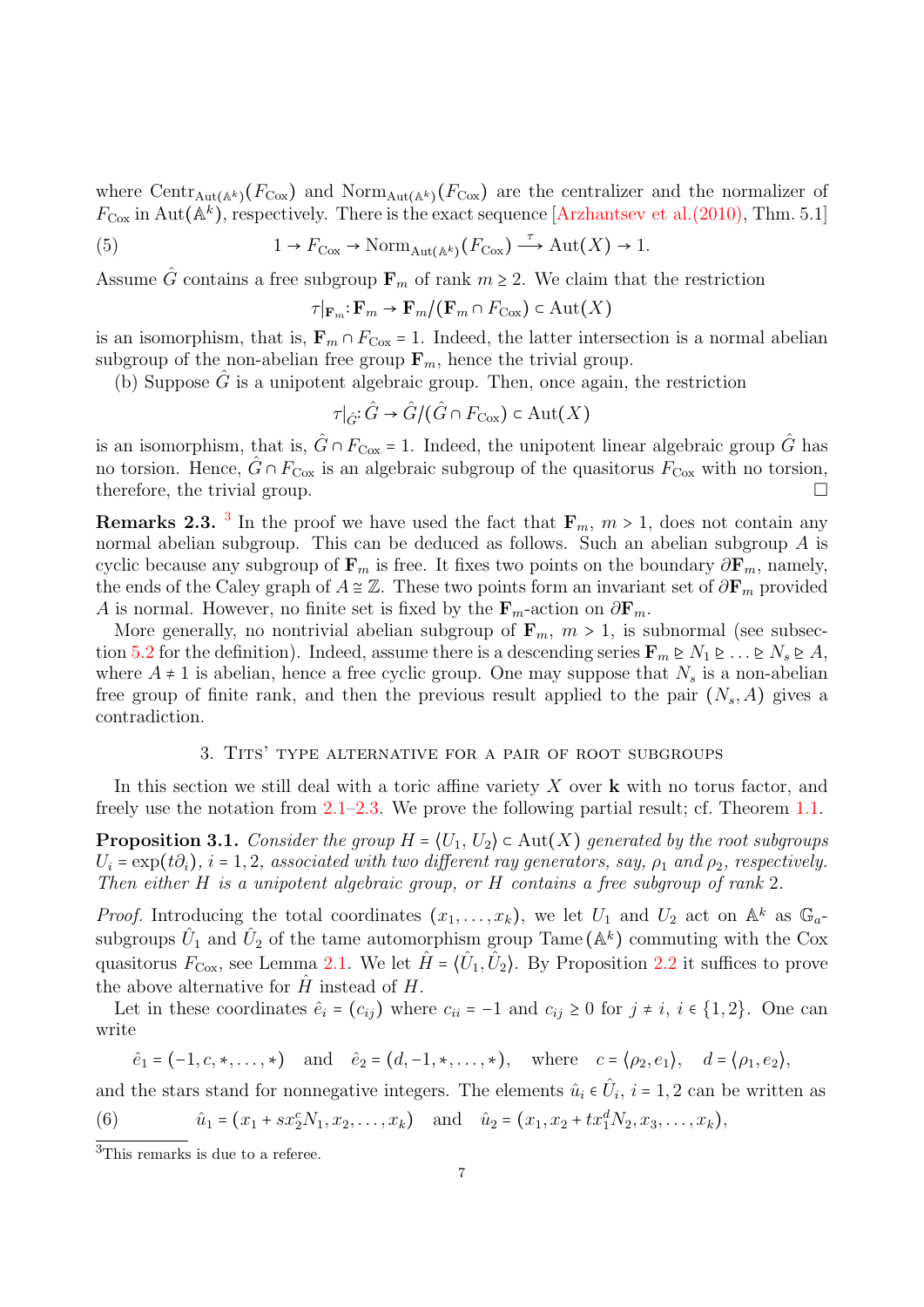where $\mathrm{Centr}_{\mathrm{Aut}(\mathbb{A}^k)}(F_{\mathrm{Cox}})$ and $\mathrm{Norm}_{\mathrm{Aut}(\mathbb{A}^k)}(F_{\mathrm{Cox}})$ are the centralizer and the normalizer of $F_{\mathrm{Cox}}$ in $\mathrm{Aut}(\mathbb{A}^k)$, respectively. There is the exact sequence [Arzhantsev et al.(2010), Thm. 5.1]

$$1 \to F_{\mathrm{Cox}} \to \mathrm{Norm}_{\mathrm{Aut}(\mathbb{A}^k)}(F_{\mathrm{Cox}}) \xrightarrow{\tau} \mathrm{Aut}(X) \to 1. \tag{5}$$

Assume $\hat{G}$ contains a free subgroup $\mathbf{F}_m$ of rank $m \geq 2$. We claim that the restriction

$$\tau|_{\mathbf{F}_m} : \mathbf{F}_m \to \mathbf{F}_m/(\mathbf{F}_m \cap F_{\mathrm{Cox}}) \subset \mathrm{Aut}(X)$$

is an isomorphism, that is, $\mathbf{F}_m \cap F_{\mathrm{Cox}} = 1$. Indeed, the latter intersection is a normal abelian subgroup of the non-abelian free group $\mathbf{F}_m$, hence the trivial group.

(b) Suppose $\hat{G}$ is a unipotent algebraic group. Then, once again, the restriction

$$\tau|_{\hat{G}} : \hat{G} \to \hat{G}/(\hat{G} \cap F_{\mathrm{Cox}}) \subset \mathrm{Aut}(X)$$

is an isomorphism, that is, $\hat{G} \cap F_{\mathrm{Cox}} = 1$. Indeed, the unipotent linear algebraic group $\hat{G}$ has no torsion. Hence, $\hat{G} \cap F_{\mathrm{Cox}}$ is an algebraic subgroup of the quasitorus $F_{\mathrm{Cox}}$ with no torsion, therefore, the trivial group. □

**Remarks 2.3.** [3] In the proof we have used the fact that $\mathbf{F}_m$, $m > 1$, does not contain any normal abelian subgroup. This can be deduced as follows. Such an abelian subgroup $A$ is cyclic because any subgroup of $\mathbf{F}_m$ is free. It fixes two points on the boundary $\partial \mathbf{F}_m$, namely, the ends of the Caley graph of $A \cong \mathbb{Z}$. These two points form an invariant set of $\partial \mathbf{F}_m$ provided $A$ is normal. However, no finite set is fixed by the $\mathbf{F}_m$-action on $\partial \mathbf{F}_m$.

More generally, no nontrivial abelian subgroup of $\mathbf{F}_m$, $m > 1$, is subnormal (see subsection 5.2 for the definition). Indeed, assume there is a descending series $\mathbf{F}_m \trianglerighteq N_1 \trianglerighteq \ldots \trianglerighteq N_s \trianglerighteq A$, where $A \neq 1$ is abelian, hence a free cyclic group. One may suppose that $N_s$ is a non-abelian free group of finite rank, and then the previous result applied to the pair $(N_s, A)$ gives a contradiction.

## 3. Tits' type alternative for a pair of root subgroups

In this section we still deal with a toric affine variety $X$ over $\mathbf{k}$ with no torus factor, and freely use the notation from 2.1–2.3. We prove the following partial result; cf. Theorem 1.1.

**Proposition 3.1.** *Consider the group $H = \langle U_1, U_2 \rangle \subset \mathrm{Aut}(X)$ generated by the root subgroups $U_i = \exp(t\partial_i)$, $i = 1, 2$, associated with two different ray generators, say, $\rho_1$ and $\rho_2$, respectively. Then either $H$ is a unipotent algebraic group, or $H$ contains a free subgroup of rank 2.*

*Proof.* Introducing the total coordinates $(x_1, \ldots, x_k)$, we let $U_1$ and $U_2$ act on $\mathbb{A}^k$ as $\mathbb{G}_a$-subgroups $\hat{U}_1$ and $\hat{U}_2$ of the tame automorphism group $\mathrm{Tame}(\mathbb{A}^k)$ commuting with the Cox quasitorus $F_{\mathrm{Cox}}$, see Lemma 2.1. We let $\hat{H} = \langle \hat{U}_1, \hat{U}_2 \rangle$. By Proposition 2.2 it suffices to prove the above alternative for $\hat{H}$ instead of $H$.

Let in these coordinates $\hat{e}_i = (c_{ij})$ where $c_{ii} = -1$ and $c_{ij} \geq 0$ for $j \neq i$, $i \in \{1, 2\}$. One can write

$$\hat{e}_1 = (-1, c, *, \ldots, *) \quad \text{and} \quad \hat{e}_2 = (d, -1, *, \ldots, *), \quad \text{where} \quad c = \langle \rho_2, e_1 \rangle, \quad d = \langle \rho_1, e_2 \rangle,$$

and the stars stand for nonnegative integers. The elements $\hat{u}_i \in \hat{U}_i$, $i = 1, 2$ can be written as

$$\hat{u}_1 = (x_1 + s x_2^c N_1, x_2, \ldots, x_k) \quad \text{and} \quad \hat{u}_2 = (x_1, x_2 + t x_1^d N_2, x_3, \ldots, x_k), \tag{6}$$

[3] This remarks is due to a referee.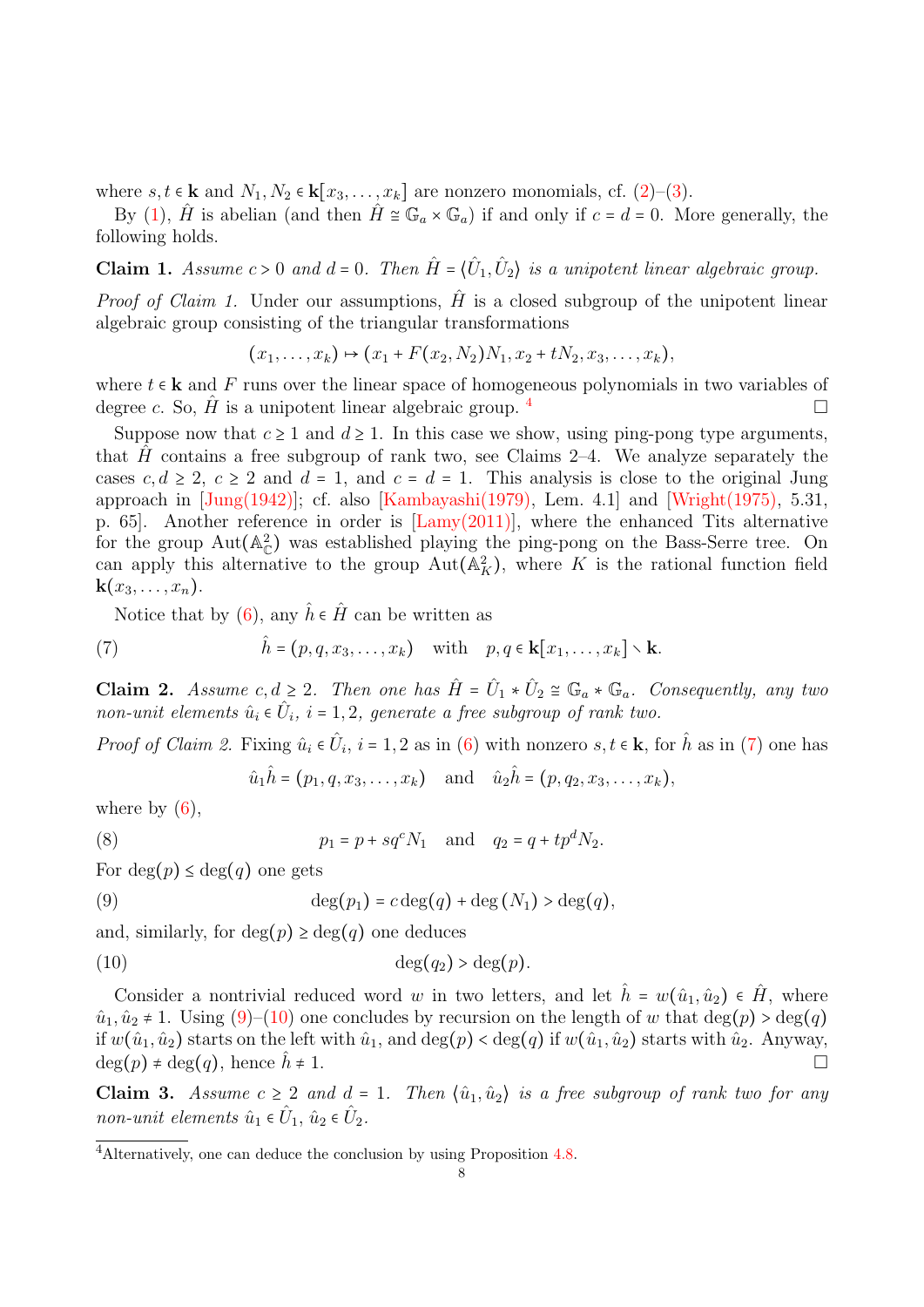where $s, t \in \mathbf{k}$ and $N_1, N_2 \in \mathbf{k}[x_3, \dots, x_k]$ are nonzero monomials, cf. (2)–(3).

By (1), $\hat{H}$ is abelian (and then $\hat{H} \cong \mathbb{G}_a \times \mathbb{G}_a$) if and only if $c = d = 0$. More generally, the following holds.

**Claim 1.** *Assume $c > 0$ and $d = 0$. Then $\hat{H} = \langle \hat{U}_1, \hat{U}_2 \rangle$ is a unipotent linear algebraic group.*

*Proof of Claim 1.* Under our assumptions, $\hat{H}$ is a closed subgroup of the unipotent linear algebraic group consisting of the triangular transformations

$$(x_1, \dots, x_k) \mapsto (x_1 + F(x_2, N_2)N_1, x_2 + tN_2, x_3, \dots, x_k),$$

where $t \in \mathbf{k}$ and $F$ runs over the linear space of homogeneous polynomials in two variables of degree $c$. So, $\hat{H}$ is a unipotent linear algebraic group. [4] □

Suppose now that $c \geq 1$ and $d \geq 1$. In this case we show, using ping-pong type arguments, that $\hat{H}$ contains a free subgroup of rank two, see Claims 2–4. We analyze separately the cases $c, d \geq 2$, $c \geq 2$ and $d = 1$, and $c = d = 1$. This analysis is close to the original Jung approach in [Jung(1942)]; cf. also [Kambayashi(1979), Lem. 4.1] and [Wright(1975), 5.31, p. 65]. Another reference in order is [Lamy(2011)], where the enhanced Tits alternative for the group $\mathrm{Aut}(\mathbb{A}^2_{\mathbb{C}})$ was established playing the ping-pong on the Bass-Serre tree. On can apply this alternative to the group $\mathrm{Aut}(\mathbb{A}^2_K)$, where $K$ is the rational function field $\mathbf{k}(x_3, \dots, x_n)$.

Notice that by (6), any $\hat{h} \in \hat{H}$ can be written as

$$\hat{h} = (p, q, x_3, \dots, x_k) \quad \text{with} \quad p, q \in \mathbf{k}[x_1, \dots, x_k] \smallsetminus \mathbf{k}. \tag{7}$$

**Claim 2.** *Assume $c, d \geq 2$. Then one has $\hat{H} = \hat{U}_1 * \hat{U}_2 \cong \mathbb{G}_a * \mathbb{G}_a$. Consequently, any two non-unit elements $\hat{u}_i \in \hat{U}_i$, $i = 1, 2$, generate a free subgroup of rank two.*

*Proof of Claim 2.* Fixing $\hat{u}_i \in \hat{U}_i$, $i = 1, 2$ as in (6) with nonzero $s, t \in \mathbf{k}$, for $\hat{h}$ as in (7) one has

$$\hat{u}_1 \hat{h} = (p_1, q, x_3, \dots, x_k) \quad \text{and} \quad \hat{u}_2 \hat{h} = (p, q_2, x_3, \dots, x_k),$$

where by (6),

$$p_1 = p + sq^c N_1 \quad \text{and} \quad q_2 = q + tp^d N_2. \tag{8}$$

For $\deg(p) \leq \deg(q)$ one gets

$$\deg(p_1) = c \deg(q) + \deg(N_1) > \deg(q), \tag{9}$$

and, similarly, for $\deg(p) \geq \deg(q)$ one deduces

$$\deg(q_2) > \deg(p). \tag{10}$$

Consider a nontrivial reduced word $w$ in two letters, and let $\hat{h} = w(\hat{u}_1, \hat{u}_2) \in \hat{H}$, where $\hat{u}_1, \hat{u}_2 \neq 1$. Using (9)–(10) one concludes by recursion on the length of $w$ that $\deg(p) > \deg(q)$ if $w(\hat{u}_1, \hat{u}_2)$ starts on the left with $\hat{u}_1$, and $\deg(p) < \deg(q)$ if $w(\hat{u}_1, \hat{u}_2)$ starts with $\hat{u}_2$. Anyway, $\deg(p) \neq \deg(q)$, hence $\hat{h} \neq 1$. □

**Claim 3.** *Assume $c \geq 2$ and $d = 1$. Then $\langle \hat{u}_1, \hat{u}_2 \rangle$ is a free subgroup of rank two for any non-unit elements $\hat{u}_1 \in \hat{U}_1$, $\hat{u}_2 \in \hat{U}_2$.*

---

[4] Alternatively, one can deduce the conclusion by using Proposition 4.8.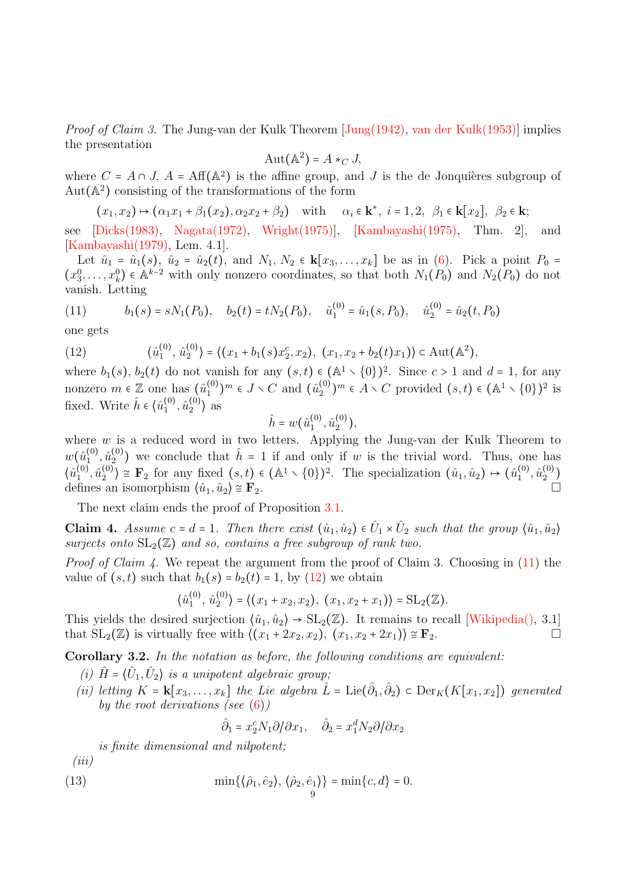*Proof of Claim 3.* The Jung-van der Kulk Theorem [Jung(1942), van der Kulk(1953)] implies the presentation

$$\mathrm{Aut}(\mathbb{A}^2) = A *_C J,$$

where $C = A \cap J$, $A = \mathrm{Aff}(\mathbb{A}^2)$ is the affine group, and $J$ is the de Jonquières subgroup of $\mathrm{Aut}(\mathbb{A}^2)$ consisting of the transformations of the form

$$(x_1, x_2) \mapsto (\alpha_1 x_1 + \beta_1(x_2), \alpha_2 x_2 + \beta_2) \quad \text{with} \quad \alpha_i \in \mathbf{k}^*,\ i = 1, 2,\ \beta_1 \in \mathbf{k}[x_2],\ \beta_2 \in \mathbf{k};$$

see [Dicks(1983), Nagata(1972), Wright(1975)], [Kambayashi(1975), Thm. 2], and [Kambayashi(1979), Lem. 4.1].

Let $\hat{u}_1 = \hat{u}_1(s)$, $\hat{u}_2 = \hat{u}_2(t)$, and $N_1, N_2 \in \mathbf{k}[x_3, \ldots, x_k]$ be as in (6). Pick a point $P_0 = (x_3^0, \ldots, x_k^0) \in \mathbb{A}^{k-2}$ with only nonzero coordinates, so that both $N_1(P_0)$ and $N_2(P_0)$ do not vanish. Letting

$$b_1(s) = sN_1(P_0), \quad b_2(t) = tN_2(P_0), \quad \hat{u}_1^{(0)} = \hat{u}_1(s, P_0), \quad \hat{u}_2^{(0)} = \hat{u}_2(t, P_0) \tag{11}$$

one gets

$$\langle \hat{u}_1^{(0)}, \hat{u}_2^{(0)} \rangle = \langle (x_1 + b_1(s) x_2^c, x_2),\ (x_1, x_2 + b_2(t) x_1) \rangle \subset \mathrm{Aut}(\mathbb{A}^2), \tag{12}$$

where $b_1(s), b_2(t)$ do not vanish for any $(s,t) \in (\mathbb{A}^1 \smallsetminus \{0\})^2$. Since $c > 1$ and $d = 1$, for any nonzero $m \in \mathbb{Z}$ one has $(\hat{u}_1^{(0)})^m \in J \smallsetminus C$ and $(\hat{u}_2^{(0)})^m \in A \smallsetminus C$ provided $(s,t) \in (\mathbb{A}^1 \smallsetminus \{0\})^2$ is fixed. Write $\hat{h} \in \langle \hat{u}_1^{(0)}, \hat{u}_2^{(0)} \rangle$ as

$$\hat{h} = w(\hat{u}_1^{(0)}, \hat{u}_2^{(0)}),$$

where $w$ is a reduced word in two letters. Applying the Jung-van der Kulk Theorem to $w(\hat{u}_1^{(0)}, \hat{u}_2^{(0)})$ we conclude that $\hat{h} = 1$ if and only if $w$ is the trivial word. Thus, one has $\langle \hat{u}_1^{(0)}, \hat{u}_2^{(0)} \rangle \cong \mathbf{F}_2$ for any fixed $(s,t) \in (\mathbb{A}^1 \smallsetminus \{0\})^2$. The specialization $(\hat{u}_1, \hat{u}_2) \mapsto (\hat{u}_1^{(0)}, \hat{u}_2^{(0)})$ defines an isomorphism $\langle \hat{u}_1, \hat{u}_2 \rangle \cong \mathbf{F}_2$. □

The next claim ends the proof of Proposition 3.1.

**Claim 4.** *Assume $c = d = 1$. Then there exist $(\hat{u}_1, \hat{u}_2) \in \hat{U}_1 \times \hat{U}_2$ such that the group $\langle \hat{u}_1, \hat{u}_2 \rangle$ surjects onto $\mathrm{SL}_2(\mathbb{Z})$ and so, contains a free subgroup of rank two.*

*Proof of Claim 4.* We repeat the argument from the proof of Claim 3. Choosing in (11) the value of $(s,t)$ such that $b_1(s) = b_2(t) = 1$, by (12) we obtain

$$\langle \hat{u}_1^{(0)}, \hat{u}_2^{(0)} \rangle = \langle (x_1 + x_2, x_2),\ (x_1, x_2 + x_1) \rangle = \mathrm{SL}_2(\mathbb{Z}).$$

This yields the desired surjection $\langle \hat{u}_1, \hat{u}_2 \rangle \to \mathrm{SL}_2(\mathbb{Z})$. It remains to recall [Wikipedia(), 3.1] that $\mathrm{SL}_2(\mathbb{Z})$ is virtually free with $\langle (x_1 + 2x_2, x_2),\ (x_1, x_2 + 2x_1) \rangle \cong \mathbf{F}_2$. □

**Corollary 3.2.** *In the notation as before, the following conditions are equivalent:*

*(i)* $\hat{H} = \langle \hat{U}_1, \hat{U}_2 \rangle$ *is a unipotent algebraic group;*

*(ii) letting $K = \mathbf{k}[x_3, \ldots, x_k]$ the Lie algebra $\hat{L} = \mathrm{Lie}(\hat{\partial}_1, \hat{\partial}_2) \subset \mathrm{Der}_K(K[x_1, x_2])$ generated by the root derivations (see (6))*

$$\hat{\partial}_1 = x_2^c N_1 \partial/\partial x_1, \quad \hat{\partial}_2 = x_1^d N_2 \partial/\partial x_2$$

*is finite dimensional and nilpotent;*

*(iii)*

$$\min\{\langle \hat{\rho}_1, \hat{e}_2 \rangle, \langle \hat{\rho}_2, \hat{e}_1 \rangle\} = \min\{c, d\} = 0. \tag{13}$$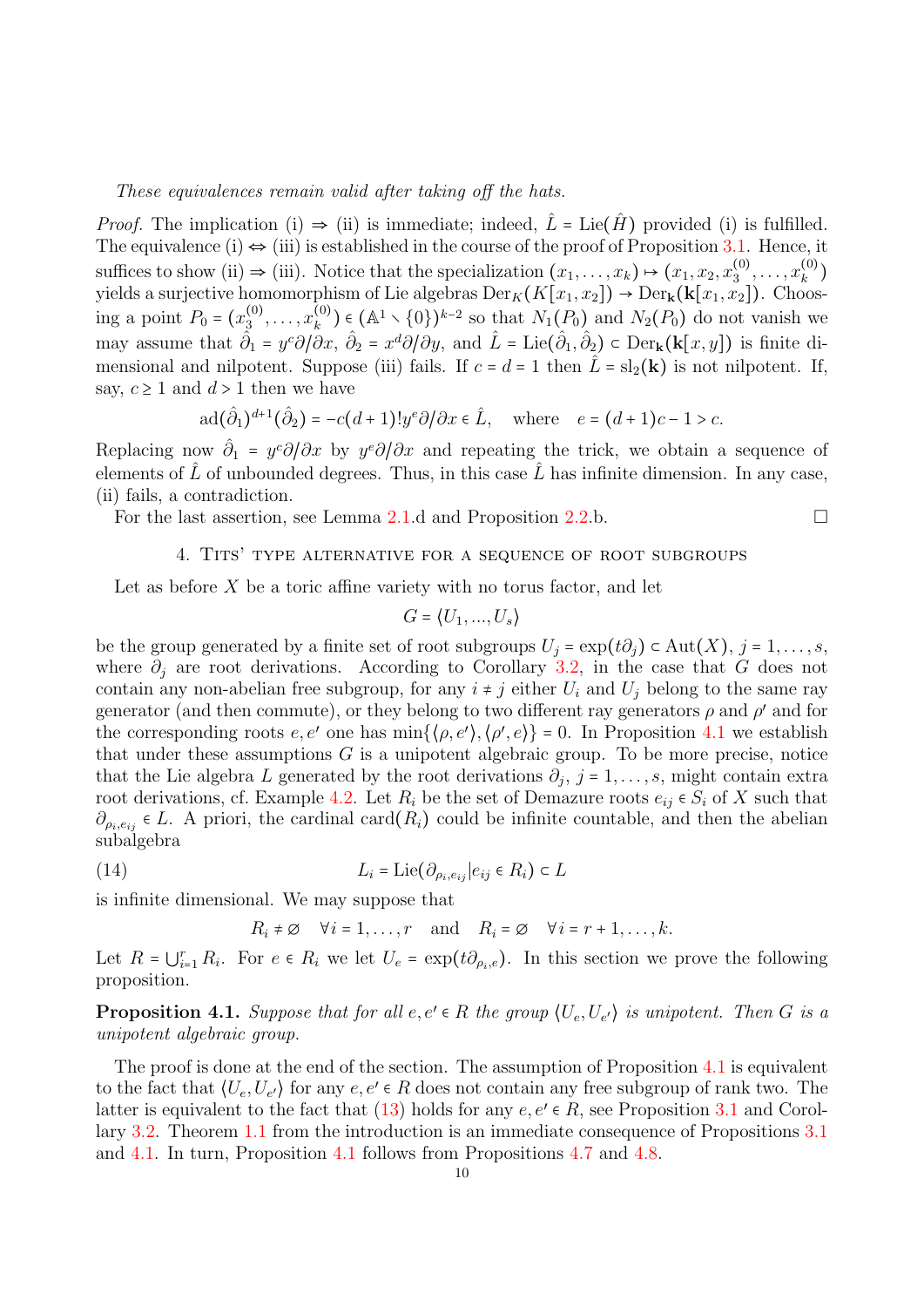*These equivalences remain valid after taking off the hats.*

*Proof.* The implication (i) ⇒ (ii) is immediate; indeed, $\hat{L} = \mathrm{Lie}(\hat{H})$ provided (i) is fulfilled. The equivalence (i) ⇔ (iii) is established in the course of the proof of Proposition 3.1. Hence, it suffices to show (ii) ⇒ (iii). Notice that the specialization $(x_1, \ldots, x_k) \mapsto (x_1, x_2, x_3^{(0)}, \ldots, x_k^{(0)})$ yields a surjective homomorphism of Lie algebras $\mathrm{Der}_K(K[x_1, x_2]) \to \mathrm{Der}_{\mathbf{k}}(\mathbf{k}[x_1, x_2])$. Choosing a point $P_0 = (x_3^{(0)}, \ldots, x_k^{(0)}) \in (\mathbb{A}^1 \smallsetminus \{0\})^{k-2}$ so that $N_1(P_0)$ and $N_2(P_0)$ do not vanish we may assume that $\hat{\partial}_1 = y^c \partial/\partial x$, $\hat{\partial}_2 = x^d \partial/\partial y$, and $\hat{L} = \mathrm{Lie}(\hat{\partial}_1, \hat{\partial}_2) \subset \mathrm{Der}_{\mathbf{k}}(\mathbf{k}[x, y])$ is finite dimensional and nilpotent. Suppose (iii) fails. If $c = d = 1$ then $\hat{L} = \mathrm{sl}_2(\mathbf{k})$ is not nilpotent. If, say, $c \geq 1$ and $d > 1$ then we have

$$\mathrm{ad}(\hat{\partial}_1)^{d+1}(\hat{\partial}_2) = -c(d+1)! y^e \partial/\partial x \in \hat{L}, \quad \text{where} \quad e = (d+1)c - 1 > c.$$

Replacing now $\hat{\partial}_1 = y^c \partial/\partial x$ by $y^e \partial/\partial x$ and repeating the trick, we obtain a sequence of elements of $\hat{L}$ of unbounded degrees. Thus, in this case $\hat{L}$ has infinite dimension. In any case, (ii) fails, a contradiction.

For the last assertion, see Lemma 2.1.d and Proposition 2.2.b. □

## 4. Tits' type alternative for a sequence of root subgroups

Let as before $X$ be a toric affine variety with no torus factor, and let

$$G = \langle U_1, \ldots, U_s \rangle$$

be the group generated by a finite set of root subgroups $U_j = \exp(t\partial_j) \subset \mathrm{Aut}(X)$, $j = 1, \ldots, s$, where $\partial_j$ are root derivations. According to Corollary 3.2, in the case that $G$ does not contain any non-abelian free subgroup, for any $i \neq j$ either $U_i$ and $U_j$ belong to the same ray generator (and then commute), or they belong to two different ray generators $\rho$ and $\rho'$ and for the corresponding roots $e, e'$ one has $\min\{\langle \rho, e' \rangle, \langle \rho', e \rangle\} = 0$. In Proposition 4.1 we establish that under these assumptions $G$ is a unipotent algebraic group. To be more precise, notice that the Lie algebra $L$ generated by the root derivations $\partial_j$, $j = 1, \ldots, s$, might contain extra root derivations, cf. Example 4.2. Let $R_i$ be the set of Demazure roots $e_{ij} \in S_i$ of $X$ such that $\partial_{\rho_i, e_{ij}} \in L$. A priori, the cardinal $\mathrm{card}(R_i)$ could be infinite countable, and then the abelian subalgebra

$$L_i = \mathrm{Lie}(\partial_{\rho_i, e_{ij}} | e_{ij} \in R_i) \subset L \tag{14}$$

is infinite dimensional. We may suppose that

$$R_i \neq \varnothing \quad \forall i = 1, \ldots, r \quad \text{and} \quad R_i = \varnothing \quad \forall i = r+1, \ldots, k.$$

Let $R = \bigcup_{i=1}^r R_i$. For $e \in R_i$ we let $U_e = \exp(t\partial_{\rho_i, e})$. In this section we prove the following proposition.

**Proposition 4.1.** *Suppose that for all $e, e' \in R$ the group $\langle U_e, U_{e'} \rangle$ is unipotent. Then $G$ is a unipotent algebraic group.*

The proof is done at the end of the section. The assumption of Proposition 4.1 is equivalent to the fact that $\langle U_e, U_{e'} \rangle$ for any $e, e' \in R$ does not contain any free subgroup of rank two. The latter is equivalent to the fact that (13) holds for any $e, e' \in R$, see Proposition 3.1 and Corollary 3.2. Theorem 1.1 from the introduction is an immediate consequence of Propositions 3.1 and 4.1. In turn, Proposition 4.1 follows from Propositions 4.7 and 4.8.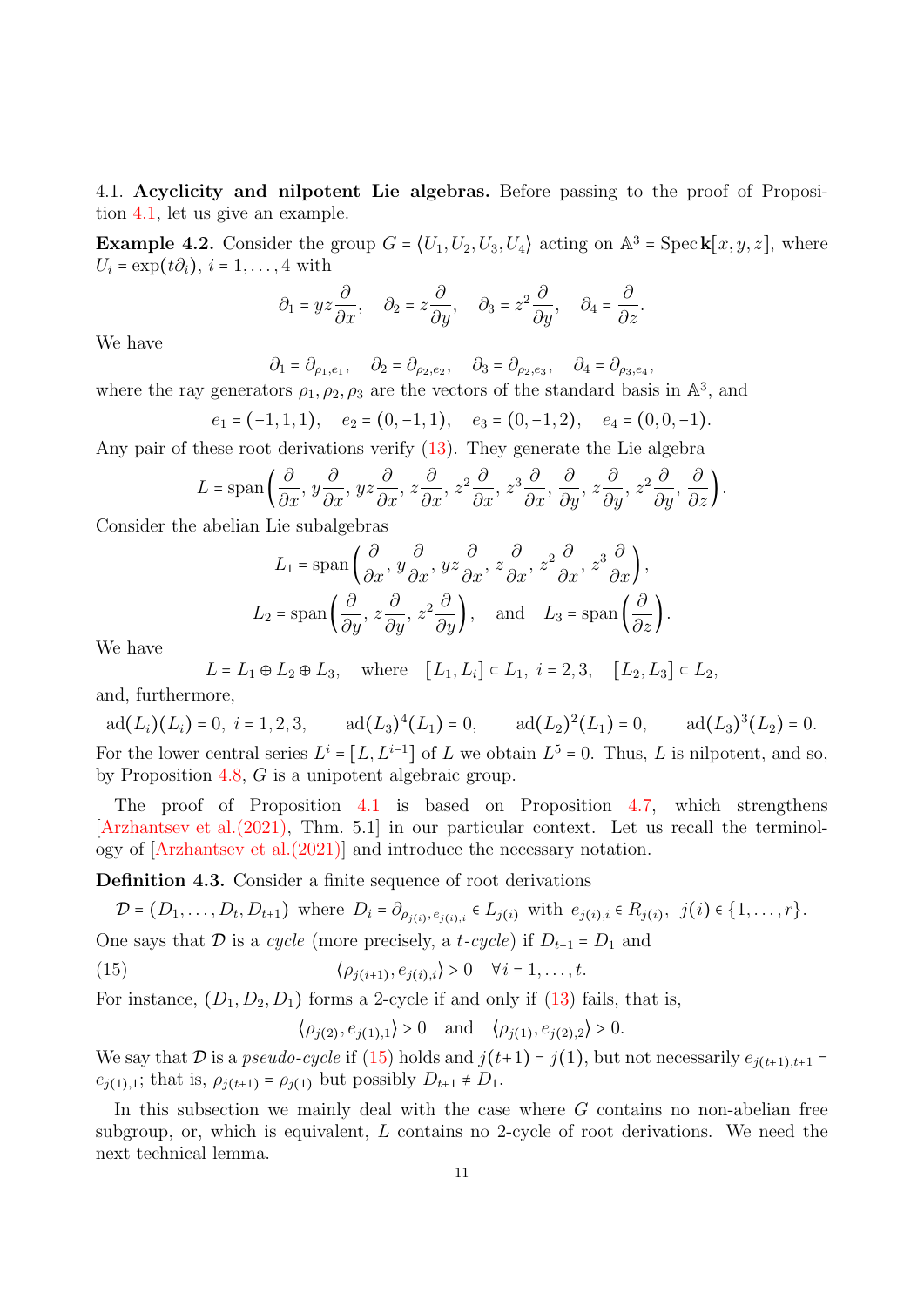4.1. **Acyclicity and nilpotent Lie algebras.** Before passing to the proof of Proposition 4.1, let us give an example.

**Example 4.2.** Consider the group $G = \langle U_1, U_2, U_3, U_4\rangle$ acting on $\mathbb{A}^3 = \operatorname{Spec}\mathbf{k}[x,y,z]$, where $U_i = \exp(t\partial_i)$, $i = 1,\dots,4$ with

$$\partial_1 = yz\frac{\partial}{\partial x}, \quad \partial_2 = z\frac{\partial}{\partial y}, \quad \partial_3 = z^2\frac{\partial}{\partial y}, \quad \partial_4 = \frac{\partial}{\partial z}.$$

We have

$$\partial_1 = \partial_{\rho_1,e_1}, \quad \partial_2 = \partial_{\rho_2,e_2}, \quad \partial_3 = \partial_{\rho_2,e_3}, \quad \partial_4 = \partial_{\rho_3,e_4},$$

where the ray generators $\rho_1, \rho_2, \rho_3$ are the vectors of the standard basis in $\mathbb{A}^3$, and

$$e_1 = (-1,1,1), \quad e_2 = (0,-1,1), \quad e_3 = (0,-1,2), \quad e_4 = (0,0,-1).$$

Any pair of these root derivations verify (13). They generate the Lie algebra

$$L = \operatorname{span}\left(\frac{\partial}{\partial x}, y\frac{\partial}{\partial x}, yz\frac{\partial}{\partial x}, z\frac{\partial}{\partial x}, z^2\frac{\partial}{\partial x}, z^3\frac{\partial}{\partial x}, \frac{\partial}{\partial y}, z\frac{\partial}{\partial y}, z^2\frac{\partial}{\partial y}, \frac{\partial}{\partial z}\right).$$

Consider the abelian Lie subalgebras

$$L_1 = \operatorname{span}\left(\frac{\partial}{\partial x}, y\frac{\partial}{\partial x}, yz\frac{\partial}{\partial x}, z\frac{\partial}{\partial x}, z^2\frac{\partial}{\partial x}, z^3\frac{\partial}{\partial x}\right),$$

$$L_2 = \operatorname{span}\left(\frac{\partial}{\partial y}, z\frac{\partial}{\partial y}, z^2\frac{\partial}{\partial y}\right), \quad \text{and} \quad L_3 = \operatorname{span}\left(\frac{\partial}{\partial z}\right).$$

We have

$$L = L_1 \oplus L_2 \oplus L_3, \quad \text{where} \quad [L_1, L_i] \subset L_1,\ i = 2,3, \quad [L_2, L_3] \subset L_2,$$

and, furthermore,

$$\operatorname{ad}(L_i)(L_i) = 0,\ i = 1,2,3, \qquad \operatorname{ad}(L_3)^4(L_1) = 0, \qquad \operatorname{ad}(L_2)^2(L_1) = 0, \qquad \operatorname{ad}(L_3)^3(L_2) = 0.$$

For the lower central series $L^i = [L, L^{i-1}]$ of $L$ we obtain $L^5 = 0$. Thus, $L$ is nilpotent, and so, by Proposition 4.8, $G$ is a unipotent algebraic group.

The proof of Proposition 4.1 is based on Proposition 4.7, which strengthens [Arzhantsev et al.(2021), Thm. 5.1] in our particular context. Let us recall the terminology of [Arzhantsev et al.(2021)] and introduce the necessary notation.

**Definition 4.3.** Consider a finite sequence of root derivations

$$\mathcal{D} = (D_1, \dots, D_t, D_{t+1}) \text{ where } D_i = \partial_{\rho_{j(i)}, e_{j(i),i}} \in L_{j(i)} \text{ with } e_{j(i),i} \in R_{j(i)},\ j(i) \in \{1,\dots,r\}.$$

One says that $\mathcal{D}$ is a *cycle* (more precisely, a *t-cycle*) if $D_{t+1} = D_1$ and

$$\langle \rho_{j(i+1)}, e_{j(i),i}\rangle > 0 \quad \forall i = 1,\dots,t. \tag{15}$$

For instance, $(D_1, D_2, D_1)$ forms a 2-cycle if and only if (13) fails, that is,

$$\langle \rho_{j(2)}, e_{j(1),1}\rangle > 0 \quad \text{and} \quad \langle \rho_{j(1)}, e_{j(2),2}\rangle > 0.$$

We say that $\mathcal{D}$ is a *pseudo-cycle* if (15) holds and $j(t+1) = j(1)$, but not necessarily $e_{j(t+1),t+1} = e_{j(1),1}$; that is, $\rho_{j(t+1)} = \rho_{j(1)}$ but possibly $D_{t+1} \neq D_1$.

In this subsection we mainly deal with the case where $G$ contains no non-abelian free subgroup, or, which is equivalent, $L$ contains no 2-cycle of root derivations. We need the next technical lemma.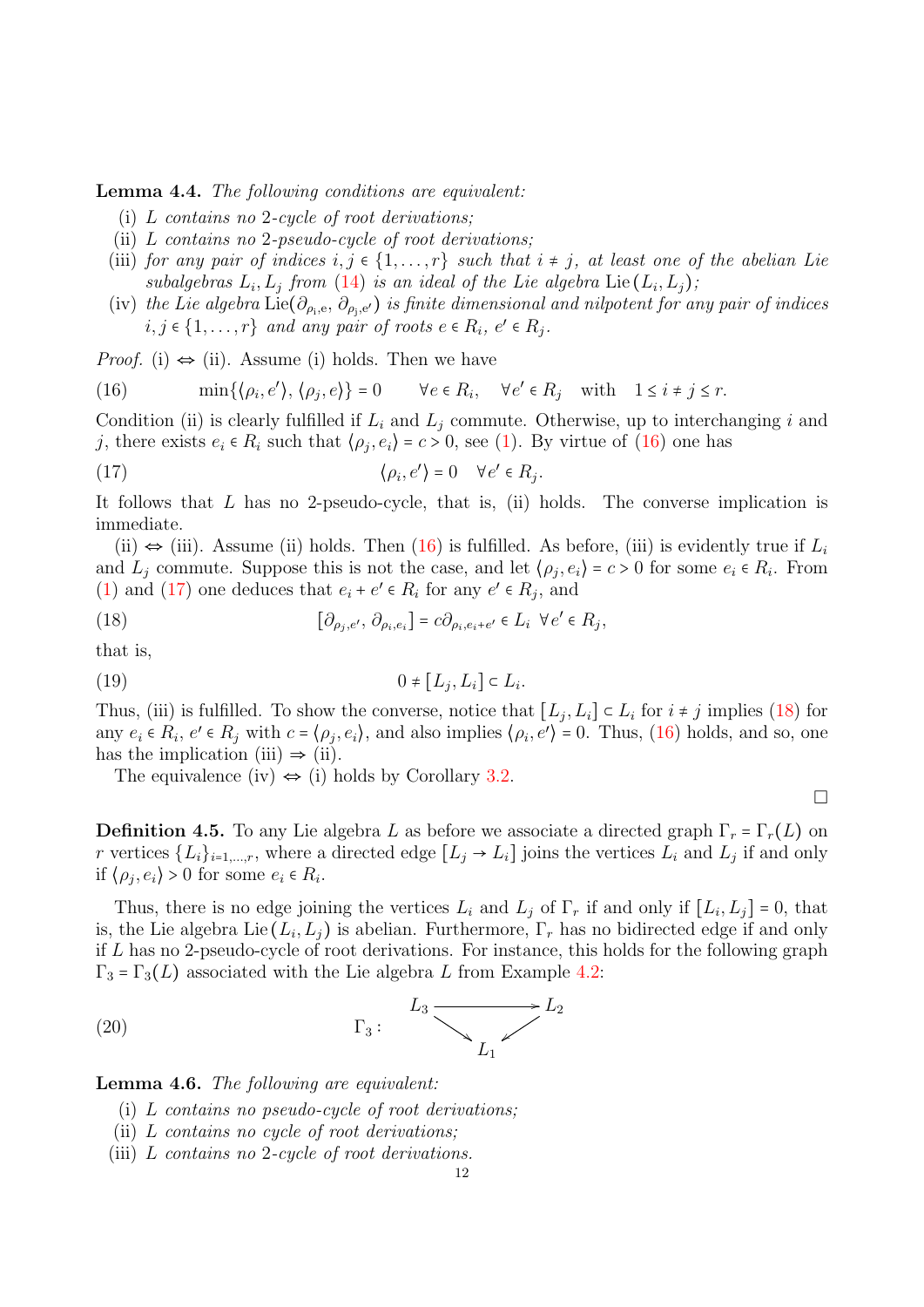**Lemma 4.4.** *The following conditions are equivalent:*

- (i) *$L$ contains no 2-cycle of root derivations;*
- (ii) *$L$ contains no 2-pseudo-cycle of root derivations;*
- (iii) *for any pair of indices $i,j \in \{1,\dots,r\}$ such that $i \neq j$, at least one of the abelian Lie subalgebras $L_i, L_j$ from (14) is an ideal of the Lie algebra $\mathrm{Lie}(L_i, L_j)$;*
- (iv) *the Lie algebra $\mathrm{Lie}(\partial_{\rho_i,e}, \partial_{\rho_j,e'})$ is finite dimensional and nilpotent for any pair of indices $i,j \in \{1,\dots,r\}$ and any pair of roots $e \in R_i$, $e' \in R_j$.*

*Proof.* (i) $\Leftrightarrow$ (ii). Assume (i) holds. Then we have

$$\min\{\langle \rho_i, e'\rangle, \langle \rho_j, e\rangle\} = 0 \qquad \forall e \in R_i, \quad \forall e' \in R_j \quad \text{with} \quad 1 \le i \neq j \le r. \tag{16}$$

Condition (ii) is clearly fulfilled if $L_i$ and $L_j$ commute. Otherwise, up to interchanging $i$ and $j$, there exists $e_i \in R_i$ such that $\langle \rho_j, e_i\rangle = c > 0$, see (1). By virtue of (16) one has

$$\langle \rho_i, e'\rangle = 0 \quad \forall e' \in R_j. \tag{17}$$

It follows that $L$ has no 2-pseudo-cycle, that is, (ii) holds. The converse implication is immediate.

(ii) $\Leftrightarrow$ (iii). Assume (ii) holds. Then (16) is fulfilled. As before, (iii) is evidently true if $L_i$ and $L_j$ commute. Suppose this is not the case, and let $\langle \rho_j, e_i\rangle = c > 0$ for some $e_i \in R_i$. From (1) and (17) one deduces that $e_i + e' \in R_i$ for any $e' \in R_j$, and

$$[\partial_{\rho_j,e'}, \partial_{\rho_i,e_i}] = c\partial_{\rho_i,e_i+e'} \in L_i \ \ \forall e' \in R_j, \tag{18}$$

that is,

$$0 \neq [L_j, L_i] \subset L_i. \tag{19}$$

Thus, (iii) is fulfilled. To show the converse, notice that $[L_j, L_i] \subset L_i$ for $i \neq j$ implies (18) for any $e_i \in R_i$, $e' \in R_j$ with $c = \langle \rho_j, e_i\rangle$, and also implies $\langle \rho_i, e'\rangle = 0$. Thus, (16) holds, and so, one has the implication (iii) $\Rightarrow$ (ii).

The equivalence (iv) $\Leftrightarrow$ (i) holds by Corollary 3.2. $\square$

**Definition 4.5.** To any Lie algebra $L$ as before we associate a directed graph $\Gamma_r = \Gamma_r(L)$ on $r$ vertices $\{L_i\}_{i=1,\dots,r}$, where a directed edge $[L_j \to L_i]$ joins the vertices $L_i$ and $L_j$ if and only if $\langle \rho_j, e_i\rangle > 0$ for some $e_i \in R_i$.

Thus, there is no edge joining the vertices $L_i$ and $L_j$ of $\Gamma_r$ if and only if $[L_i, L_j] = 0$, that is, the Lie algebra $\mathrm{Lie}(L_i, L_j)$ is abelian. Furthermore, $\Gamma_r$ has no bidirected edge if and only if $L$ has no 2-pseudo-cycle of root derivations. For instance, this holds for the following graph $\Gamma_3 = \Gamma_3(L)$ associated with the Lie algebra $L$ from Example 4.2:

$$\Gamma_3: \quad L_3 \to L_2, \quad L_3 \to L_1, \quad L_2 \to L_1 \tag{20}$$

**Lemma 4.6.** *The following are equivalent:*

- (i) *$L$ contains no pseudo-cycle of root derivations;*
- (ii) *$L$ contains no cycle of root derivations;*
- (iii) *$L$ contains no 2-cycle of root derivations.*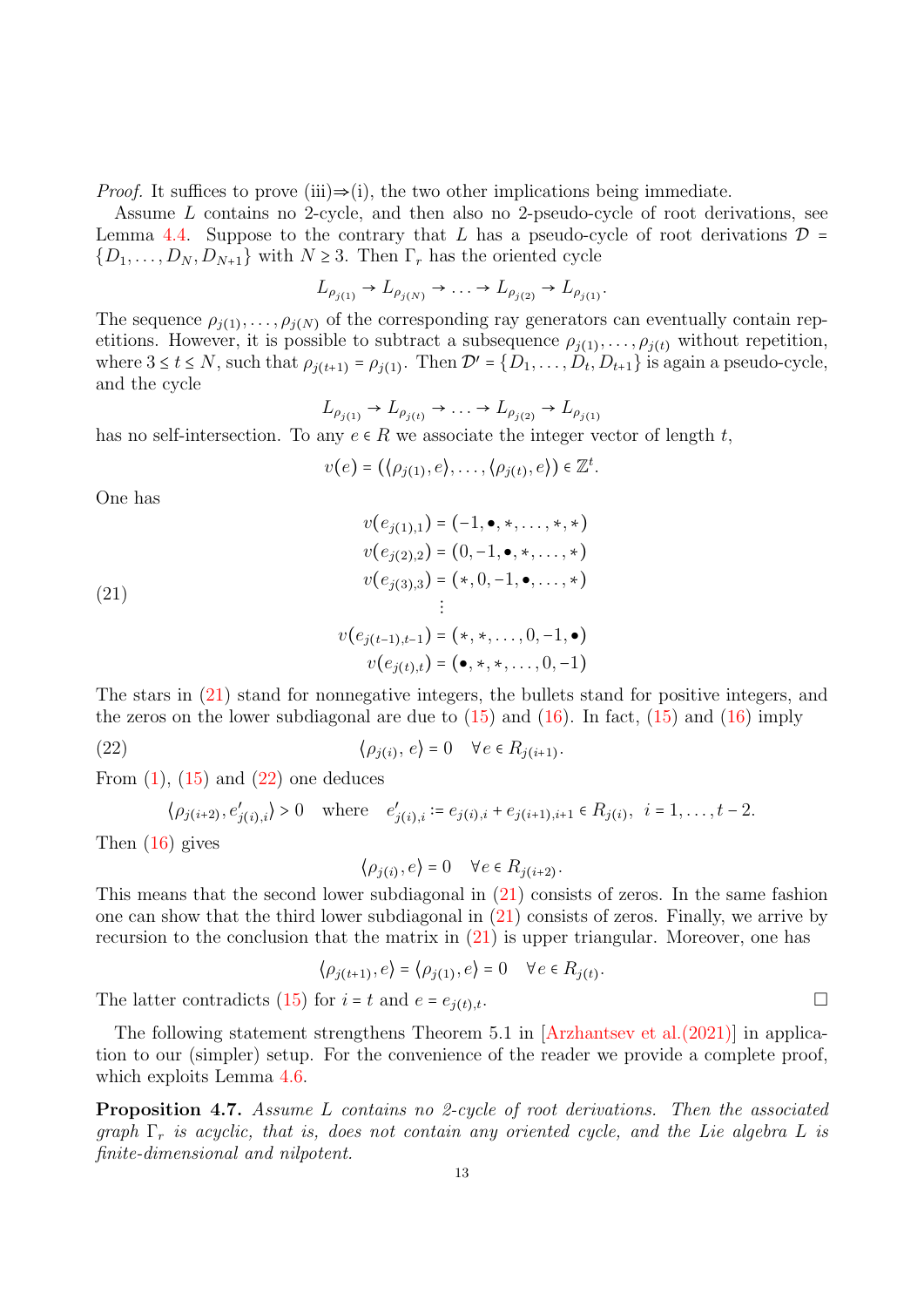*Proof.* It suffices to prove (iii)⇒(i), the two other implications being immediate.

Assume $L$ contains no 2-cycle, and then also no 2-pseudo-cycle of root derivations, see Lemma 4.4. Suppose to the contrary that $L$ has a pseudo-cycle of root derivations $\mathcal{D} = \{D_1, \ldots, D_N, D_{N+1}\}$ with $N \geq 3$. Then $\Gamma_r$ has the oriented cycle

$$L_{\rho_{j(1)}} \to L_{\rho_{j(N)}} \to \ldots \to L_{\rho_{j(2)}} \to L_{\rho_{j(1)}}.$$

The sequence $\rho_{j(1)}, \ldots, \rho_{j(N)}$ of the corresponding ray generators can eventually contain repetitions. However, it is possible to subtract a subsequence $\rho_{j(1)}, \ldots, \rho_{j(t)}$ without repetition, where $3 \leq t \leq N$, such that $\rho_{j(t+1)} = \rho_{j(1)}$. Then $\mathcal{D}' = \{D_1, \ldots, D_t, D_{t+1}\}$ is again a pseudo-cycle, and the cycle

$$L_{\rho_{j(1)}} \to L_{\rho_{j(t)}} \to \ldots \to L_{\rho_{j(2)}} \to L_{\rho_{j(1)}}$$

has no self-intersection. To any $e \in R$ we associate the integer vector of length $t$,

$$v(e) = (\langle \rho_{j(1)}, e \rangle, \ldots, \langle \rho_{j(t)}, e \rangle) \in \mathbb{Z}^t.$$

One has

$$\begin{aligned}
v(e_{j(1),1}) &= (-1, \bullet, *, \ldots, *, *) \\
v(e_{j(2),2}) &= (0, -1, \bullet, *, \ldots, *) \\
v(e_{j(3),3}) &= (*, 0, -1, \bullet, \ldots, *) \\
&\vdots \\
v(e_{j(t-1),t-1}) &= (*, *, \ldots, 0, -1, \bullet) \\
v(e_{j(t),t}) &= (\bullet, *, *, \ldots, 0, -1)
\end{aligned} \tag{21}$$

The stars in (21) stand for nonnegative integers, the bullets stand for positive integers, and the zeros on the lower subdiagonal are due to (15) and (16). In fact, (15) and (16) imply

$$\langle \rho_{j(i)}, e \rangle = 0 \quad \forall e \in R_{j(i+1)}. \tag{22}$$

From (1), (15) and (22) one deduces

$$\langle \rho_{j(i+2)}, e'_{j(i),i} \rangle > 0 \quad \text{where} \quad e'_{j(i),i} := e_{j(i),i} + e_{j(i+1),i+1} \in R_{j(i)}, \ \ i = 1, \ldots, t-2.$$

Then (16) gives

$$\langle \rho_{j(i)}, e \rangle = 0 \quad \forall e \in R_{j(i+2)}.$$

This means that the second lower subdiagonal in (21) consists of zeros. In the same fashion one can show that the third lower subdiagonal in (21) consists of zeros. Finally, we arrive by recursion to the conclusion that the matrix in (21) is upper triangular. Moreover, one has

$$\langle \rho_{j(t+1)}, e \rangle = \langle \rho_{j(1)}, e \rangle = 0 \quad \forall e \in R_{j(t)}.$$

The latter contradicts (15) for $i = t$ and $e = e_{j(t),t}$. □

The following statement strengthens Theorem 5.1 in [Arzhantsev et al.(2021)] in application to our (simpler) setup. For the convenience of the reader we provide a complete proof, which exploits Lemma 4.6.

**Proposition 4.7.** *Assume $L$ contains no 2-cycle of root derivations. Then the associated graph $\Gamma_r$ is acyclic, that is, does not contain any oriented cycle, and the Lie algebra $L$ is finite-dimensional and nilpotent.*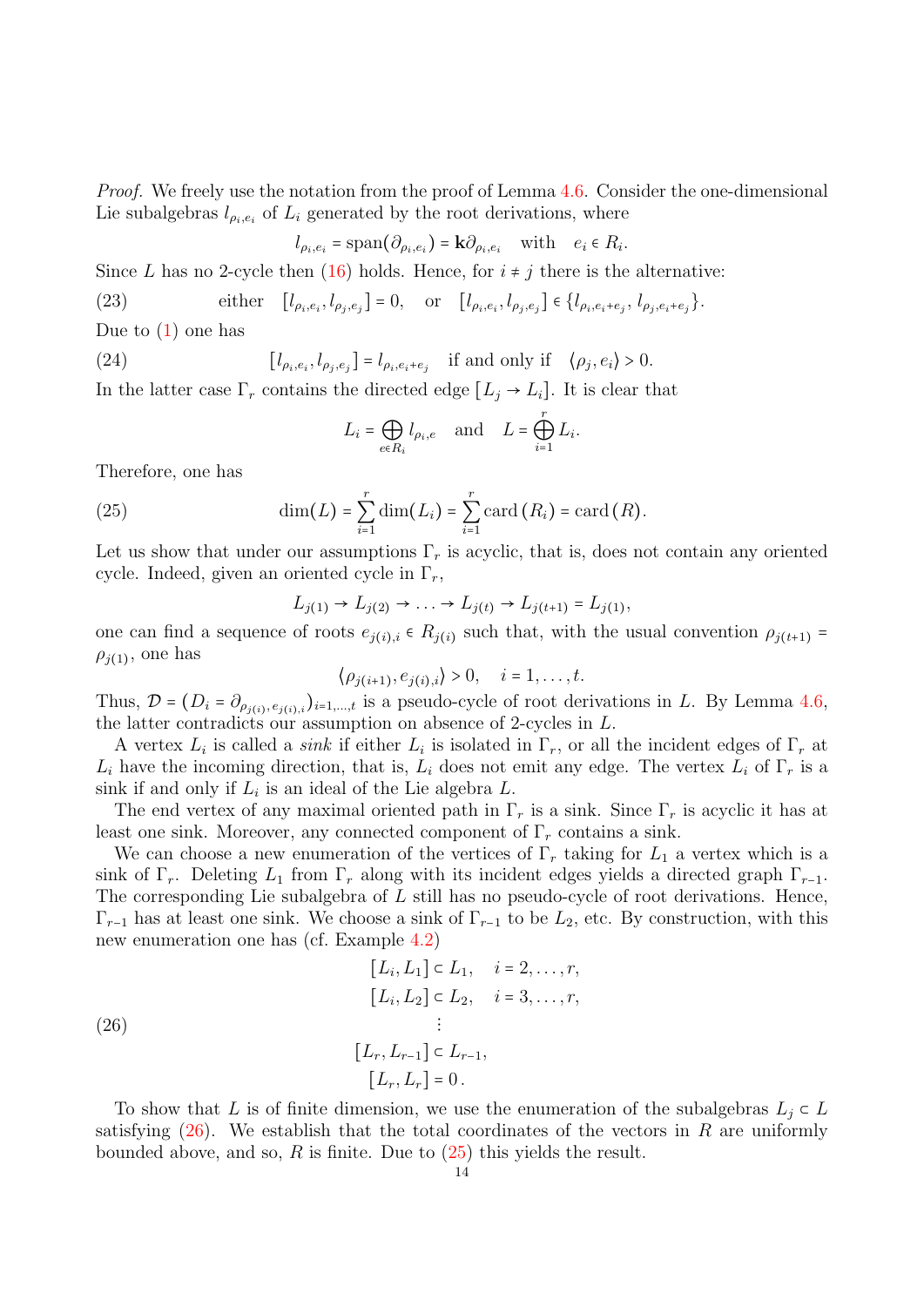*Proof.* We freely use the notation from the proof of Lemma 4.6. Consider the one-dimensional Lie subalgebras $l_{\rho_i,e_i}$ of $L_i$ generated by the root derivations, where

$$l_{\rho_i,e_i} = \operatorname{span}(\partial_{\rho_i,e_i}) = \mathbf{k}\partial_{\rho_i,e_i} \quad \text{with} \quad e_i \in R_i.$$

Since $L$ has no 2-cycle then (16) holds. Hence, for $i \neq j$ there is the alternative:

$$\text{either} \quad [l_{\rho_i,e_i}, l_{\rho_j,e_j}] = 0, \quad \text{or} \quad [l_{\rho_i,e_i}, l_{\rho_j,e_j}] \in \{l_{\rho_i,e_i+e_j}, l_{\rho_j,e_i+e_j}\}. \tag{23}$$

Due to (1) one has

$$[l_{\rho_i,e_i}, l_{\rho_j,e_j}] = l_{\rho_i,e_i+e_j} \quad \text{if and only if} \quad \langle \rho_j, e_i \rangle > 0. \tag{24}$$

In the latter case $\Gamma_r$ contains the directed edge $[L_j \to L_i]$. It is clear that

$$L_i = \bigoplus_{e \in R_i} l_{\rho_i,e} \quad \text{and} \quad L = \bigoplus_{i=1}^{r} L_i.$$

Therefore, one has

$$\dim(L) = \sum_{i=1}^{r} \dim(L_i) = \sum_{i=1}^{r} \operatorname{card}(R_i) = \operatorname{card}(R). \tag{25}$$

Let us show that under our assumptions $\Gamma_r$ is acyclic, that is, does not contain any oriented cycle. Indeed, given an oriented cycle in $\Gamma_r$,

$$L_{j(1)} \to L_{j(2)} \to \ldots \to L_{j(t)} \to L_{j(t+1)} = L_{j(1)},$$

one can find a sequence of roots $e_{j(i),i} \in R_{j(i)}$ such that, with the usual convention $\rho_{j(t+1)} = \rho_{j(1)}$, one has

$$\langle \rho_{j(i+1)}, e_{j(i),i} \rangle > 0, \quad i = 1, \ldots, t.$$

Thus, $\mathcal{D} = (D_i = \partial_{\rho_{j(i)}, e_{j(i),i}})_{i=1,\ldots,t}$ is a pseudo-cycle of root derivations in $L$. By Lemma 4.6, the latter contradicts our assumption on absence of 2-cycles in $L$.

A vertex $L_i$ is called a *sink* if either $L_i$ is isolated in $\Gamma_r$, or all the incident edges of $\Gamma_r$ at $L_i$ have the incoming direction, that is, $L_i$ does not emit any edge. The vertex $L_i$ of $\Gamma_r$ is a sink if and only if $L_i$ is an ideal of the Lie algebra $L$.

The end vertex of any maximal oriented path in $\Gamma_r$ is a sink. Since $\Gamma_r$ is acyclic it has at least one sink. Moreover, any connected component of $\Gamma_r$ contains a sink.

We can choose a new enumeration of the vertices of $\Gamma_r$ taking for $L_1$ a vertex which is a sink of $\Gamma_r$. Deleting $L_1$ from $\Gamma_r$ along with its incident edges yields a directed graph $\Gamma_{r-1}$. The corresponding Lie subalgebra of $L$ still has no pseudo-cycle of root derivations. Hence, $\Gamma_{r-1}$ has at least one sink. We choose a sink of $\Gamma_{r-1}$ to be $L_2$, etc. By construction, with this new enumeration one has (cf. Example 4.2)

$$\begin{aligned}
[L_i, L_1] &\subset L_1, \quad i = 2, \ldots, r, \\
[L_i, L_2] &\subset L_2, \quad i = 3, \ldots, r, \\
&\vdots \\
[L_r, L_{r-1}] &\subset L_{r-1}, \\
[L_r, L_r] &= 0\,.
\end{aligned} \tag{26}$$

To show that $L$ is of finite dimension, we use the enumeration of the subalgebras $L_j \subset L$ satisfying (26). We establish that the total coordinates of the vectors in $R$ are uniformly bounded above, and so, $R$ is finite. Due to (25) this yields the result.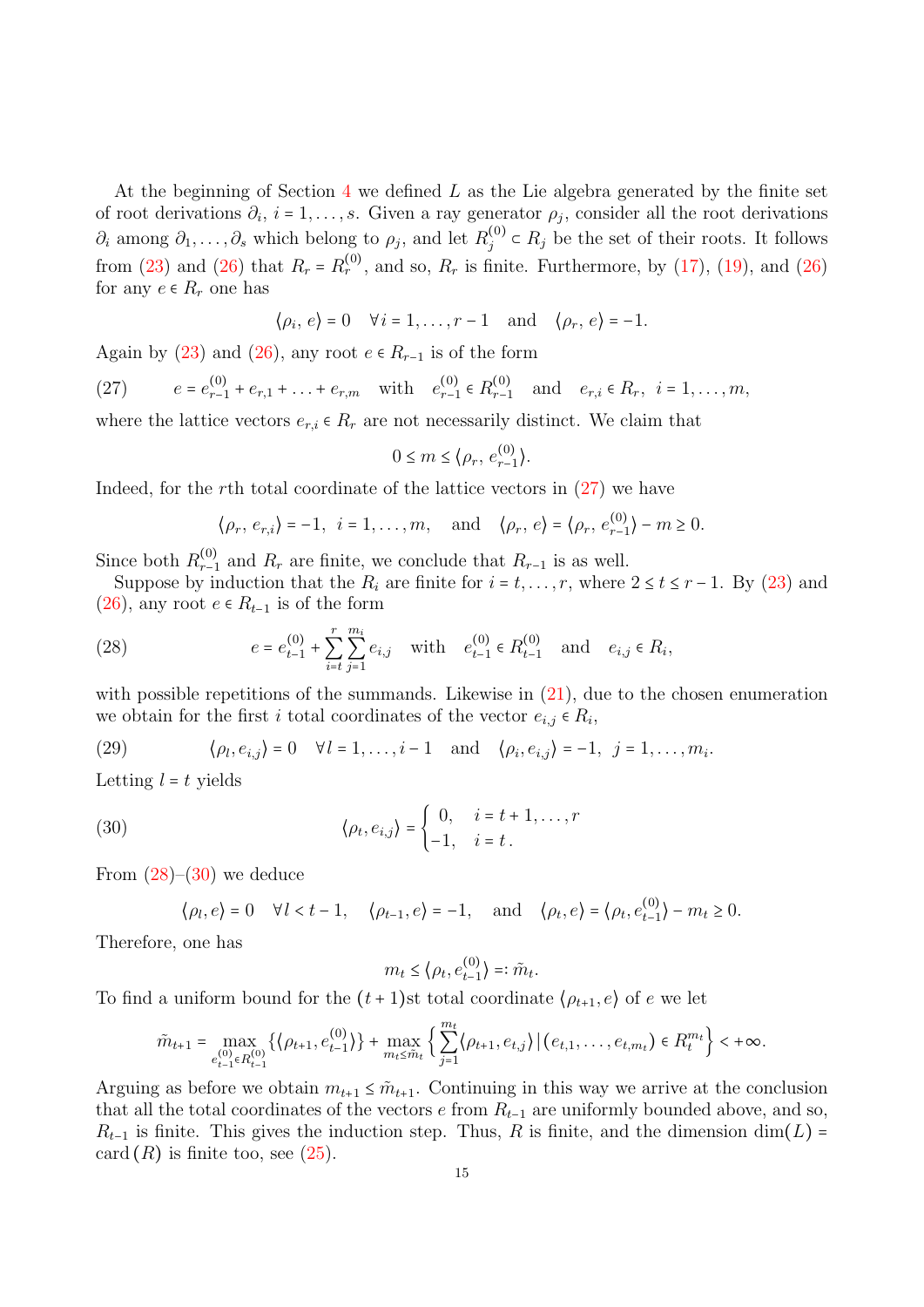At the beginning of Section 4 we defined $L$ as the Lie algebra generated by the finite set of root derivations $\partial_i$, $i = 1, \ldots, s$. Given a ray generator $\rho_j$, consider all the root derivations $\partial_i$ among $\partial_1, \ldots, \partial_s$ which belong to $\rho_j$, and let $R_j^{(0)} \subset R_j$ be the set of their roots. It follows from (23) and (26) that $R_r = R_r^{(0)}$, and so, $R_r$ is finite. Furthermore, by (17), (19), and (26) for any $e \in R_r$ one has

$$\langle \rho_i,\, e\rangle = 0 \quad \forall i = 1, \ldots, r-1 \quad \text{and} \quad \langle \rho_r,\, e\rangle = -1.$$

Again by (23) and (26), any root $e \in R_{r-1}$ is of the form

$$e = e_{r-1}^{(0)} + e_{r,1} + \ldots + e_{r,m} \quad \text{with} \quad e_{r-1}^{(0)} \in R_{r-1}^{(0)} \quad \text{and} \quad e_{r,i} \in R_r,\ i = 1, \ldots, m, \tag{27}$$

where the lattice vectors $e_{r,i} \in R_r$ are not necessarily distinct. We claim that

$$0 \le m \le \langle \rho_r,\, e_{r-1}^{(0)}\rangle.$$

Indeed, for the $r$th total coordinate of the lattice vectors in (27) we have

$$\langle \rho_r,\, e_{r,i}\rangle = -1,\ i = 1, \ldots, m, \quad \text{and} \quad \langle \rho_r,\, e\rangle = \langle \rho_r,\, e_{r-1}^{(0)}\rangle - m \ge 0.$$

Since both $R_{r-1}^{(0)}$ and $R_r$ are finite, we conclude that $R_{r-1}$ is as well.

Suppose by induction that the $R_i$ are finite for $i = t, \ldots, r$, where $2 \le t \le r-1$. By (23) and (26), any root $e \in R_{t-1}$ is of the form

$$e = e_{t-1}^{(0)} + \sum_{i=t}^{r} \sum_{j=1}^{m_i} e_{i,j} \quad \text{with} \quad e_{t-1}^{(0)} \in R_{t-1}^{(0)} \quad \text{and} \quad e_{i,j} \in R_i, \tag{28}$$

with possible repetitions of the summands. Likewise in (21), due to the chosen enumeration we obtain for the first $i$ total coordinates of the vector $e_{i,j} \in R_i$,

$$\langle \rho_l, e_{i,j}\rangle = 0 \quad \forall l = 1, \ldots, i-1 \quad \text{and} \quad \langle \rho_i, e_{i,j}\rangle = -1,\ j = 1, \ldots, m_i. \tag{29}$$

Letting $l = t$ yields

$$\langle \rho_t, e_{i,j}\rangle = \begin{cases} 0, & i = t+1, \ldots, r \\ -1, & i = t\,. \end{cases} \tag{30}$$

From (28)–(30) we deduce

$$\langle \rho_l, e\rangle = 0 \quad \forall l < t-1, \quad \langle \rho_{t-1}, e\rangle = -1, \quad \text{and} \quad \langle \rho_t, e\rangle = \langle \rho_t, e_{t-1}^{(0)}\rangle - m_t \ge 0.$$

Therefore, one has

$$m_t \le \langle \rho_t, e_{t-1}^{(0)}\rangle =: \tilde{m}_t.$$

To find a uniform bound for the $(t+1)$st total coordinate $\langle \rho_{t+1}, e\rangle$ of $e$ we let

$$\tilde{m}_{t+1} = \max_{e_{t-1}^{(0)} \in R_{t-1}^{(0)}} \{\langle \rho_{t+1}, e_{t-1}^{(0)}\rangle\} + \max_{m_t \le \tilde{m}_t} \left\{ \sum_{j=1}^{m_t} \langle \rho_{t+1}, e_{t,j}\rangle \,|\, (e_{t,1}, \ldots, e_{t,m_t}) \in R_t^{m_t} \right\} < +\infty.$$

Arguing as before we obtain $m_{t+1} \le \tilde{m}_{t+1}$. Continuing in this way we arrive at the conclusion that all the total coordinates of the vectors $e$ from $R_{t-1}$ are uniformly bounded above, and so, $R_{t-1}$ is finite. This gives the induction step. Thus, $R$ is finite, and the dimension $\dim(L) = \operatorname{card}(R)$ is finite too, see (25).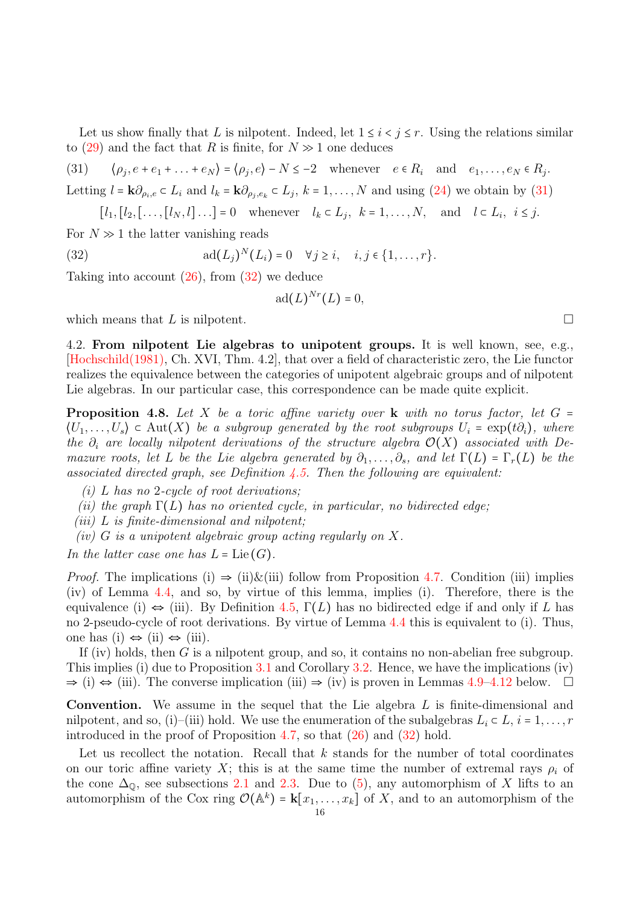Let us show finally that $L$ is nilpotent. Indeed, let $1 \le i < j \le r$. Using the relations similar to (29) and the fact that $R$ is finite, for $N \gg 1$ one deduces

$$\langle \rho_j, e + e_1 + \ldots + e_N \rangle = \langle \rho_j, e \rangle - N \le -2 \quad \text{whenever} \quad e \in R_i \quad \text{and} \quad e_1, \ldots, e_N \in R_j. \tag{31}$$

Letting $l = \mathbf{k}\partial_{\rho_i,e} \subset L_i$ and $l_k = \mathbf{k}\partial_{\rho_j,e_k} \subset L_j$, $k = 1, \ldots, N$ and using (24) we obtain by (31)

$$[l_1, [l_2, [\ldots, [l_N, l] \ldots] = 0 \quad \text{whenever} \quad l_k \subset L_j, \ k = 1, \ldots, N, \quad \text{and} \quad l \subset L_i, \ i \le j.$$

For $N \gg 1$ the latter vanishing reads

$$\operatorname{ad}(L_j)^N(L_i) = 0 \quad \forall j \ge i, \quad i, j \in \{1, \ldots, r\}. \tag{32}$$

Taking into account (26), from (32) we deduce

$$\operatorname{ad}(L)^{Nr}(L) = 0,$$

which means that $L$ is nilpotent. □

4.2. **From nilpotent Lie algebras to unipotent groups.** It is well known, see, e.g., [Hochschild(1981), Ch. XVI, Thm. 4.2], that over a field of characteristic zero, the Lie functor realizes the equivalence between the categories of unipotent algebraic groups and of nilpotent Lie algebras. In our particular case, this correspondence can be made quite explicit.

**Proposition 4.8.** *Let $X$ be a toric affine variety over $\mathbf{k}$ with no torus factor, let $G = \langle U_1, \ldots, U_s \rangle \subset \operatorname{Aut}(X)$ be a subgroup generated by the root subgroups $U_i = \exp(t\partial_i)$, where the $\partial_i$ are locally nilpotent derivations of the structure algebra $\mathcal{O}(X)$ associated with Demazure roots, let $L$ be the Lie algebra generated by $\partial_1, \ldots, \partial_s$, and let $\Gamma(L) = \Gamma_r(L)$ be the associated directed graph, see Definition 4.5. Then the following are equivalent:*

*(i) $L$ has no 2-cycle of root derivations;*
*(ii) the graph $\Gamma(L)$ has no oriented cycle, in particular, no bidirected edge;*
*(iii) $L$ is finite-dimensional and nilpotent;*
*(iv) $G$ is a unipotent algebraic group acting regularly on $X$.*

*In the latter case one has $L = \operatorname{Lie}(G)$.*

*Proof.* The implications (i) ⇒ (ii)&(iii) follow from Proposition 4.7. Condition (iii) implies (iv) of Lemma 4.4, and so, by virtue of this lemma, implies (i). Therefore, there is the equivalence (i) ⇔ (iii). By Definition 4.5, $\Gamma(L)$ has no bidirected edge if and only if $L$ has no 2-pseudo-cycle of root derivations. By virtue of Lemma 4.4 this is equivalent to (i). Thus, one has (i) ⇔ (ii) ⇔ (iii).

If (iv) holds, then $G$ is a nilpotent group, and so, it contains no non-abelian free subgroup. This implies (i) due to Proposition 3.1 and Corollary 3.2. Hence, we have the implications (iv) ⇒ (i) ⇔ (iii). The converse implication (iii) ⇒ (iv) is proven in Lemmas 4.9–4.12 below. □

**Convention.** We assume in the sequel that the Lie algebra $L$ is finite-dimensional and nilpotent, and so, (i)–(iii) hold. We use the enumeration of the subalgebras $L_i \subset L$, $i = 1, \ldots, r$ introduced in the proof of Proposition 4.7, so that (26) and (32) hold.

Let us recollect the notation. Recall that $k$ stands for the number of total coordinates on our toric affine variety $X$; this is at the same time the number of extremal rays $\rho_i$ of the cone $\Delta_{\mathbb{Q}}$, see subsections 2.1 and 2.3. Due to (5), any automorphism of $X$ lifts to an automorphism of the Cox ring $\mathcal{O}(\mathbb{A}^k) = \mathbf{k}[x_1, \ldots, x_k]$ of $X$, and to an automorphism of the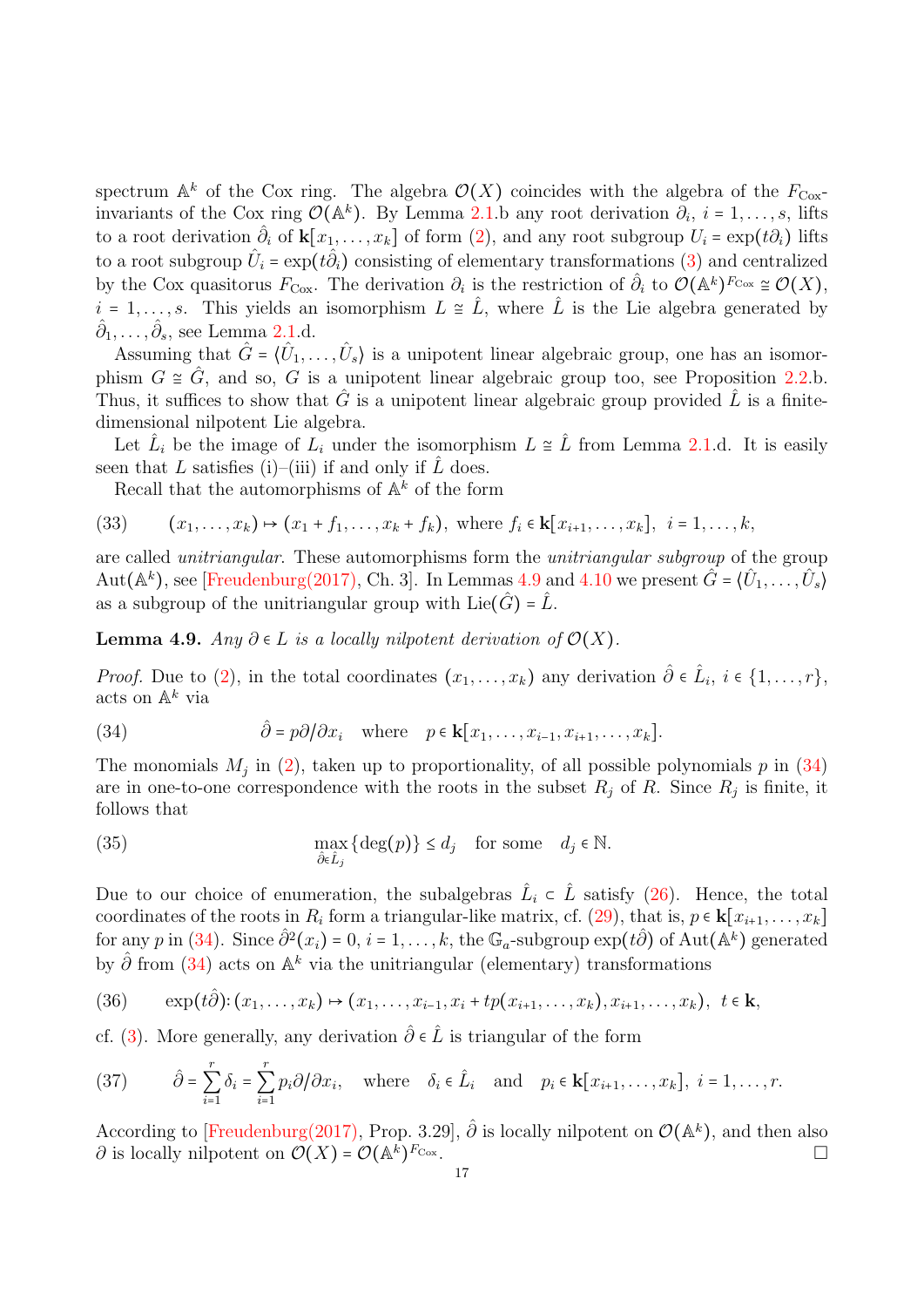spectrum $\mathbb{A}^k$ of the Cox ring. The algebra $\mathcal{O}(X)$ coincides with the algebra of the $F_{\text{Cox}}$-invariants of the Cox ring $\mathcal{O}(\mathbb{A}^k)$. By Lemma 2.1.b any root derivation $\partial_i$, $i = 1, \ldots, s$, lifts to a root derivation $\hat{\partial}_i$ of $\mathbf{k}[x_1, \ldots, x_k]$ of form (2), and any root subgroup $U_i = \exp(t\partial_i)$ lifts to a root subgroup $\hat{U}_i = \exp(t\hat{\partial}_i)$ consisting of elementary transformations (3) and centralized by the Cox quasitorus $F_{\text{Cox}}$. The derivation $\partial_i$ is the restriction of $\hat{\partial}_i$ to $\mathcal{O}(\mathbb{A}^k)^{F_{\text{Cox}}} \cong \mathcal{O}(X)$, $i = 1, \ldots, s$. This yields an isomorphism $L \cong \hat{L}$, where $\hat{L}$ is the Lie algebra generated by $\hat{\partial}_1, \ldots, \hat{\partial}_s$, see Lemma 2.1.d.

Assuming that $\hat{G} = \langle \hat{U}_1, \ldots, \hat{U}_s \rangle$ is a unipotent linear algebraic group, one has an isomorphism $G \cong \hat{G}$, and so, $G$ is a unipotent linear algebraic group too, see Proposition 2.2.b. Thus, it suffices to show that $\hat{G}$ is a unipotent linear algebraic group provided $\hat{L}$ is a finite-dimensional nilpotent Lie algebra.

Let $\hat{L}_i$ be the image of $L_i$ under the isomorphism $L \cong \hat{L}$ from Lemma 2.1.d. It is easily seen that $L$ satisfies (i)–(iii) if and only if $\hat{L}$ does.

Recall that the automorphisms of $\mathbb{A}^k$ of the form

$$(33) \qquad (x_1, \ldots, x_k) \mapsto (x_1 + f_1, \ldots, x_k + f_k), \text{ where } f_i \in \mathbf{k}[x_{i+1}, \ldots, x_k], \;\; i = 1, \ldots, k,$$

are called *unitriangular*. These automorphisms form the *unitriangular subgroup* of the group $\operatorname{Aut}(\mathbb{A}^k)$, see [Freudenburg(2017), Ch. 3]. In Lemmas 4.9 and 4.10 we present $\hat{G} = \langle \hat{U}_1, \ldots, \hat{U}_s \rangle$ as a subgroup of the unitriangular group with $\operatorname{Lie}(\hat{G}) = \hat{L}$.

**Lemma 4.9.** *Any $\partial \in L$ is a locally nilpotent derivation of $\mathcal{O}(X)$.*

*Proof.* Due to (2), in the total coordinates $(x_1, \ldots, x_k)$ any derivation $\hat{\partial} \in \hat{L}_i$, $i \in \{1, \ldots, r\}$, acts on $\mathbb{A}^k$ via

$$(34) \qquad \hat{\partial} = p\partial/\partial x_i \quad \text{where} \quad p \in \mathbf{k}[x_1, \ldots, x_{i-1}, x_{i+1}, \ldots, x_k].$$

The monomials $M_j$ in (2), taken up to proportionality, of all possible polynomials $p$ in (34) are in one-to-one correspondence with the roots in the subset $R_j$ of $R$. Since $R_j$ is finite, it follows that

$$(35) \qquad \max_{\hat{\partial} \in \hat{L}_j} \{\deg(p)\} \le d_j \quad \text{for some} \quad d_j \in \mathbb{N}.$$

Due to our choice of enumeration, the subalgebras $\hat{L}_i \subset \hat{L}$ satisfy (26). Hence, the total coordinates of the roots in $R_i$ form a triangular-like matrix, cf. (29), that is, $p \in \mathbf{k}[x_{i+1}, \ldots, x_k]$ for any $p$ in (34). Since $\hat{\partial}^2(x_i) = 0$, $i = 1, \ldots, k$, the $\mathbb{G}_a$-subgroup $\exp(t\hat{\partial})$ of $\operatorname{Aut}(\mathbb{A}^k)$ generated by $\hat{\partial}$ from (34) acts on $\mathbb{A}^k$ via the unitriangular (elementary) transformations

$$(36) \qquad \exp(t\hat{\partial}) \colon (x_1, \ldots, x_k) \mapsto (x_1, \ldots, x_{i-1}, x_i + tp(x_{i+1}, \ldots, x_k), x_{i+1}, \ldots, x_k), \;\; t \in \mathbf{k},$$

cf. (3). More generally, any derivation $\hat{\partial} \in \hat{L}$ is triangular of the form

$$(37) \qquad \hat{\partial} = \sum_{i=1}^{r} \delta_i = \sum_{i=1}^{r} p_i \partial/\partial x_i, \quad \text{where} \quad \delta_i \in \hat{L}_i \quad \text{and} \quad p_i \in \mathbf{k}[x_{i+1}, \ldots, x_k], \; i = 1, \ldots, r.$$

According to [Freudenburg(2017), Prop. 3.29], $\hat{\partial}$ is locally nilpotent on $\mathcal{O}(\mathbb{A}^k)$, and then also $\partial$ is locally nilpotent on $\mathcal{O}(X) = \mathcal{O}(\mathbb{A}^k)^{F_{\text{Cox}}}$. $\square$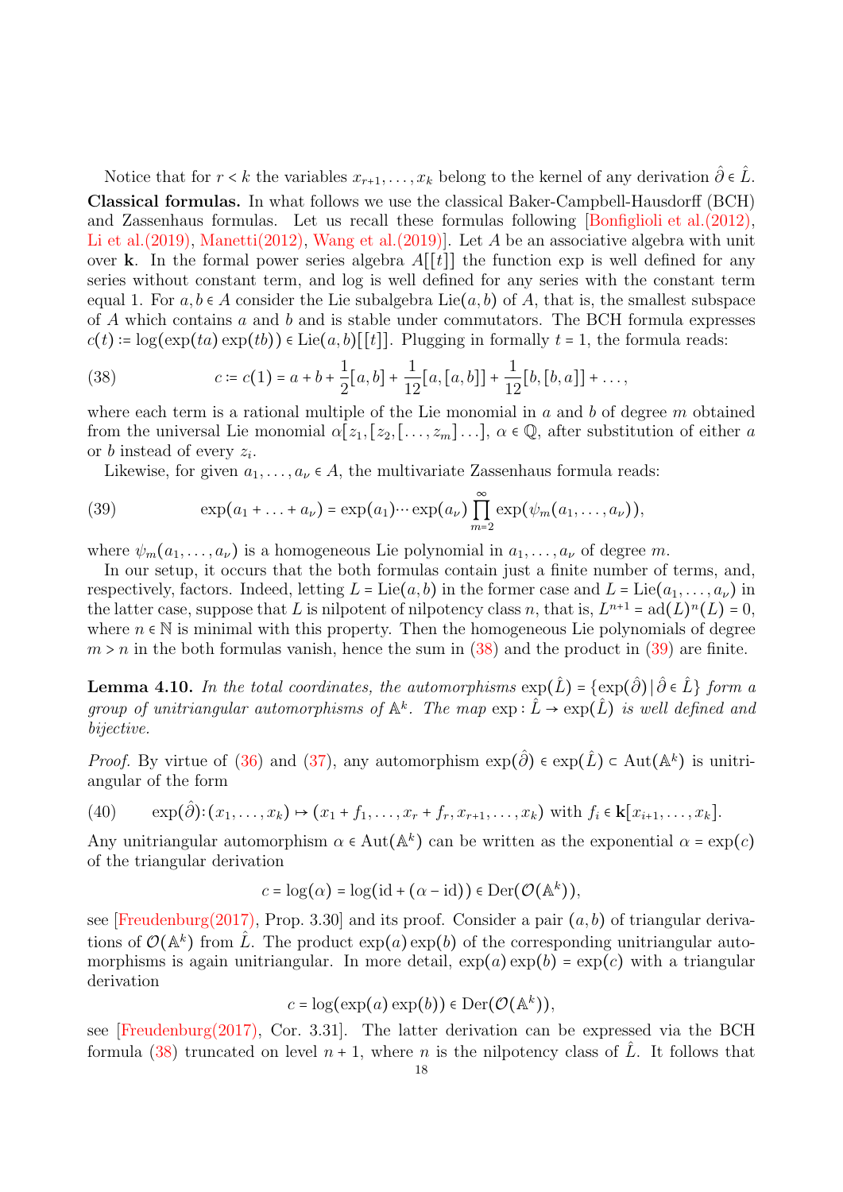Notice that for $r < k$ the variables $x_{r+1}, \ldots, x_k$ belong to the kernel of any derivation $\hat{\partial} \in \hat{L}$.

**Classical formulas.** In what follows we use the classical Baker-Campbell-Hausdorff (BCH) and Zassenhaus formulas. Let us recall these formulas following [Bonfiglioli et al.(2012), Li et al.(2019), Manetti(2012), Wang et al.(2019)]. Let $A$ be an associative algebra with unit over $\mathbf{k}$. In the formal power series algebra $A[[t]]$ the function exp is well defined for any series without constant term, and log is well defined for any series with the constant term equal 1. For $a, b \in A$ consider the Lie subalgebra $\mathrm{Lie}(a, b)$ of $A$, that is, the smallest subspace of $A$ which contains $a$ and $b$ and is stable under commutators. The BCH formula expresses $c(t) := \log(\exp(ta)\exp(tb)) \in \mathrm{Lie}(a, b)[[t]]$. Plugging in formally $t = 1$, the formula reads:

$$c := c(1) = a + b + \frac{1}{2}[a, b] + \frac{1}{12}[a, [a, b]] + \frac{1}{12}[b, [b, a]] + \ldots, \tag{38}$$

where each term is a rational multiple of the Lie monomial in $a$ and $b$ of degree $m$ obtained from the universal Lie monomial $\alpha[z_1, [z_2, [\ldots, z_m]\ldots]$, $\alpha \in \mathbb{Q}$, after substitution of either $a$ or $b$ instead of every $z_i$.

Likewise, for given $a_1, \ldots, a_\nu \in A$, the multivariate Zassenhaus formula reads:

$$\exp(a_1 + \ldots + a_\nu) = \exp(a_1) \cdots \exp(a_\nu) \prod_{m=2}^{\infty} \exp(\psi_m(a_1, \ldots, a_\nu)), \tag{39}$$

where $\psi_m(a_1, \ldots, a_\nu)$ is a homogeneous Lie polynomial in $a_1, \ldots, a_\nu$ of degree $m$.

In our setup, it occurs that the both formulas contain just a finite number of terms, and, respectively, factors. Indeed, letting $L = \mathrm{Lie}(a, b)$ in the former case and $L = \mathrm{Lie}(a_1, \ldots, a_\nu)$ in the latter case, suppose that $L$ is nilpotent of nilpotency class $n$, that is, $L^{n+1} = \mathrm{ad}(L)^n(L) = 0$, where $n \in \mathbb{N}$ is minimal with this property. Then the homogeneous Lie polynomials of degree $m > n$ in the both formulas vanish, hence the sum in (38) and the product in (39) are finite.

**Lemma 4.10.** *In the total coordinates, the automorphisms $\exp(\hat{L}) = \{\exp(\hat{\partial}) \mid \hat{\partial} \in \hat{L}\}$ form a group of unitriangular automorphisms of $\mathbb{A}^k$. The map $\exp: \hat{L} \to \exp(\hat{L})$ is well defined and bijective.*

*Proof.* By virtue of (36) and (37), any automorphism $\exp(\hat{\partial}) \in \exp(\hat{L}) \subset \mathrm{Aut}(\mathbb{A}^k)$ is unitriangular of the form

$$\exp(\hat{\partial}): (x_1, \ldots, x_k) \mapsto (x_1 + f_1, \ldots, x_r + f_r, x_{r+1}, \ldots, x_k) \text{ with } f_i \in \mathbf{k}[x_{i+1}, \ldots, x_k]. \tag{40}$$

Any unitriangular automorphism $\alpha \in \mathrm{Aut}(\mathbb{A}^k)$ can be written as the exponential $\alpha = \exp(c)$ of the triangular derivation

$$c = \log(\alpha) = \log(\mathrm{id} + (\alpha - \mathrm{id})) \in \mathrm{Der}(\mathcal{O}(\mathbb{A}^k)),$$

see [Freudenburg(2017), Prop. 3.30] and its proof. Consider a pair $(a, b)$ of triangular derivations of $\mathcal{O}(\mathbb{A}^k)$ from $\hat{L}$. The product $\exp(a)\exp(b)$ of the corresponding unitriangular automorphisms is again unitriangular. In more detail, $\exp(a)\exp(b) = \exp(c)$ with a triangular derivation

$$c = \log(\exp(a)\exp(b)) \in \mathrm{Der}(\mathcal{O}(\mathbb{A}^k)),$$

see [Freudenburg(2017), Cor. 3.31]. The latter derivation can be expressed via the BCH formula (38) truncated on level $n + 1$, where $n$ is the nilpotency class of $\hat{L}$. It follows that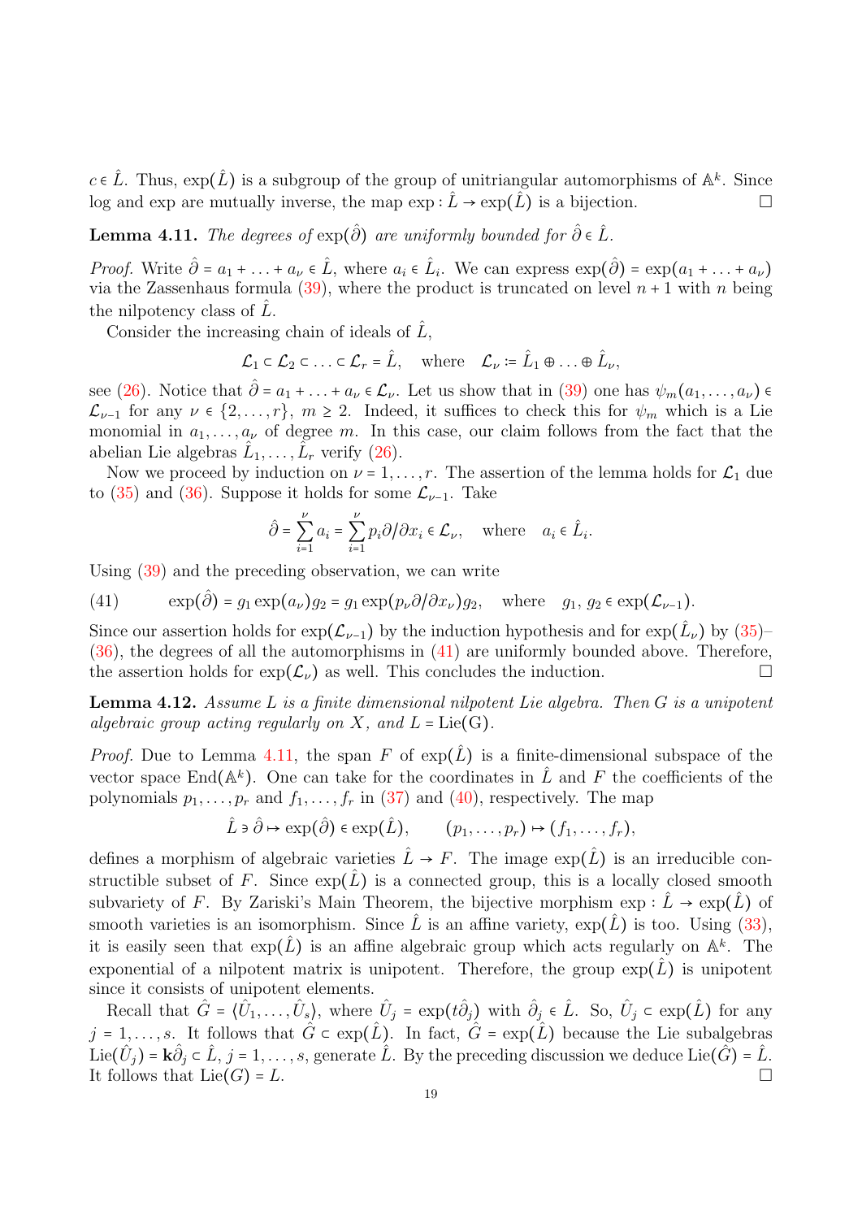$c \in \hat{L}$. Thus, $\exp(\hat{L})$ is a subgroup of the group of unitriangular automorphisms of $\mathbb{A}^k$. Since log and exp are mutually inverse, the map $\exp : \hat{L} \to \exp(\hat{L})$ is a bijection. □

**Lemma 4.11.** *The degrees of* $\exp(\hat{\partial})$ *are uniformly bounded for* $\hat{\partial} \in \hat{L}$.

*Proof.* Write $\hat{\partial} = a_1 + \ldots + a_\nu \in \hat{L}$, where $a_i \in \hat{L}_i$. We can express $\exp(\hat{\partial}) = \exp(a_1 + \ldots + a_\nu)$ via the Zassenhaus formula (39), where the product is truncated on level $n+1$ with $n$ being the nilpotency class of $\hat{L}$.

Consider the increasing chain of ideals of $\hat{L}$,

$$\mathcal{L}_1 \subset \mathcal{L}_2 \subset \ldots \subset \mathcal{L}_r = \hat{L}, \quad \text{where} \quad \mathcal{L}_\nu := \hat{L}_1 \oplus \ldots \oplus \hat{L}_\nu,$$

see (26). Notice that $\hat{\partial} = a_1 + \ldots + a_\nu \in \mathcal{L}_\nu$. Let us show that in (39) one has $\psi_m(a_1, \ldots, a_\nu) \in \mathcal{L}_{\nu-1}$ for any $\nu \in \{2, \ldots, r\}$, $m \geq 2$. Indeed, it suffices to check this for $\psi_m$ which is a Lie monomial in $a_1, \ldots, a_\nu$ of degree $m$. In this case, our claim follows from the fact that the abelian Lie algebras $\hat{L}_1, \ldots, \hat{L}_r$ verify (26).

Now we proceed by induction on $\nu = 1, \ldots, r$. The assertion of the lemma holds for $\mathcal{L}_1$ due to (35) and (36). Suppose it holds for some $\mathcal{L}_{\nu-1}$. Take

$$\hat{\partial} = \sum_{i=1}^{\nu} a_i = \sum_{i=1}^{\nu} p_i \partial/\partial x_i \in \mathcal{L}_\nu, \quad \text{where} \quad a_i \in \hat{L}_i.$$

Using (39) and the preceding observation, we can write

$$\exp(\hat{\partial}) = g_1 \exp(a_\nu) g_2 = g_1 \exp(p_\nu \partial/\partial x_\nu) g_2, \quad \text{where} \quad g_1, g_2 \in \exp(\mathcal{L}_{\nu-1}). \tag{41}$$

Since our assertion holds for $\exp(\mathcal{L}_{\nu-1})$ by the induction hypothesis and for $\exp(\hat{L}_\nu)$ by (35)–(36), the degrees of all the automorphisms in (41) are uniformly bounded above. Therefore, the assertion holds for $\exp(\mathcal{L}_\nu)$ as well. This concludes the induction. □

**Lemma 4.12.** *Assume $L$ is a finite dimensional nilpotent Lie algebra. Then $G$ is a unipotent algebraic group acting regularly on $X$, and $L = \mathrm{Lie}(G)$.*

*Proof.* Due to Lemma 4.11, the span $F$ of $\exp(\hat{L})$ is a finite-dimensional subspace of the vector space $\mathrm{End}(\mathbb{A}^k)$. One can take for the coordinates in $\hat{L}$ and $F$ the coefficients of the polynomials $p_1, \ldots, p_r$ and $f_1, \ldots, f_r$ in (37) and (40), respectively. The map

$$\hat{L} \ni \hat{\partial} \mapsto \exp(\hat{\partial}) \in \exp(\hat{L}), \qquad (p_1, \ldots, p_r) \mapsto (f_1, \ldots, f_r),$$

defines a morphism of algebraic varieties $\hat{L} \to F$. The image $\exp(\hat{L})$ is an irreducible constructible subset of $F$. Since $\exp(\hat{L})$ is a connected group, this is a locally closed smooth subvariety of $F$. By Zariski's Main Theorem, the bijective morphism $\exp : \hat{L} \to \exp(\hat{L})$ of smooth varieties is an isomorphism. Since $\hat{L}$ is an affine variety, $\exp(\hat{L})$ is too. Using (33), it is easily seen that $\exp(\hat{L})$ is an affine algebraic group which acts regularly on $\mathbb{A}^k$. The exponential of a nilpotent matrix is unipotent. Therefore, the group $\exp(\hat{L})$ is unipotent since it consists of unipotent elements.

Recall that $\hat{G} = \langle \hat{U}_1, \ldots, \hat{U}_s \rangle$, where $\hat{U}_j = \exp(t\hat{\partial}_j)$ with $\hat{\partial}_j \in \hat{L}$. So, $\hat{U}_j \subset \exp(\hat{L})$ for any $j = 1, \ldots, s$. It follows that $\hat{G} \subset \exp(\hat{L})$. In fact, $\hat{G} = \exp(\hat{L})$ because the Lie subalgebras $\mathrm{Lie}(\hat{U}_j) = \mathbf{k}\hat{\partial}_j \subset \hat{L}$, $j = 1, \ldots, s$, generate $\hat{L}$. By the preceding discussion we deduce $\mathrm{Lie}(\hat{G}) = \hat{L}$. It follows that $\mathrm{Lie}(G) = L$. □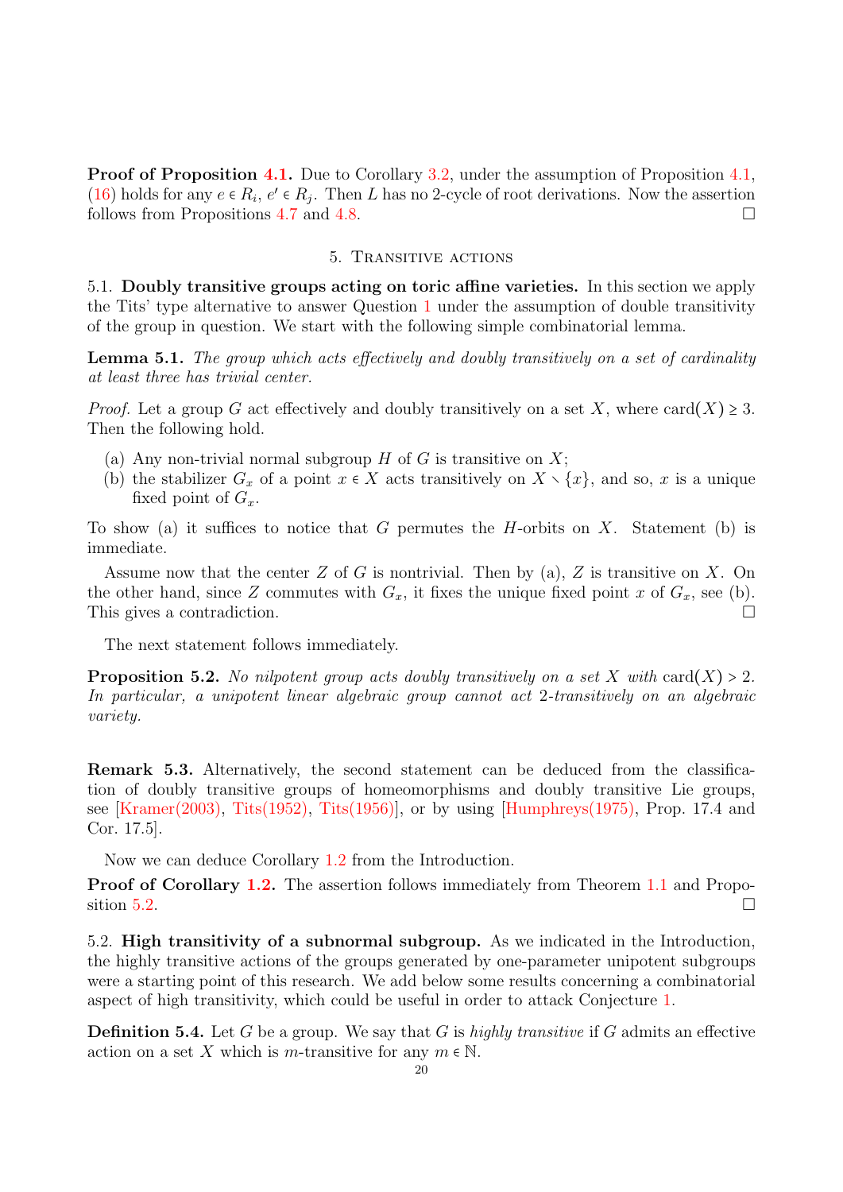**Proof of Proposition 4.1.** Due to Corollary 3.2, under the assumption of Proposition 4.1, (16) holds for any $e \in R_i$, $e' \in R_j$. Then $L$ has no 2-cycle of root derivations. Now the assertion follows from Propositions 4.7 and 4.8. □

## 5. Transitive actions

5.1. **Doubly transitive groups acting on toric affine varieties.** In this section we apply the Tits' type alternative to answer Question 1 under the assumption of double transitivity of the group in question. We start with the following simple combinatorial lemma.

**Lemma 5.1.** *The group which acts effectively and doubly transitively on a set of cardinality at least three has trivial center.*

*Proof.* Let a group $G$ act effectively and doubly transitively on a set $X$, where $\mathrm{card}(X) \geq 3$. Then the following hold.

- (a) Any non-trivial normal subgroup $H$ of $G$ is transitive on $X$;
- (b) the stabilizer $G_x$ of a point $x \in X$ acts transitively on $X \setminus \{x\}$, and so, $x$ is a unique fixed point of $G_x$.

To show (a) it suffices to notice that $G$ permutes the $H$-orbits on $X$. Statement (b) is immediate.

Assume now that the center $Z$ of $G$ is nontrivial. Then by (a), $Z$ is transitive on $X$. On the other hand, since $Z$ commutes with $G_x$, it fixes the unique fixed point $x$ of $G_x$, see (b). This gives a contradiction. □

The next statement follows immediately.

**Proposition 5.2.** *No nilpotent group acts doubly transitively on a set $X$ with $\mathrm{card}(X) > 2$. In particular, a unipotent linear algebraic group cannot act 2-transitively on an algebraic variety.*

**Remark 5.3.** Alternatively, the second statement can be deduced from the classification of doubly transitive groups of homeomorphisms and doubly transitive Lie groups, see [Kramer(2003), Tits(1952), Tits(1956)], or by using [Humphreys(1975), Prop. 17.4 and Cor. 17.5].

Now we can deduce Corollary 1.2 from the Introduction.

**Proof of Corollary 1.2.** The assertion follows immediately from Theorem 1.1 and Proposition 5.2. □

5.2. **High transitivity of a subnormal subgroup.** As we indicated in the Introduction, the highly transitive actions of the groups generated by one-parameter unipotent subgroups were a starting point of this research. We add below some results concerning a combinatorial aspect of high transitivity, which could be useful in order to attack Conjecture 1.

**Definition 5.4.** Let $G$ be a group. We say that $G$ is *highly transitive* if $G$ admits an effective action on a set $X$ which is $m$-transitive for any $m \in \mathbb{N}$.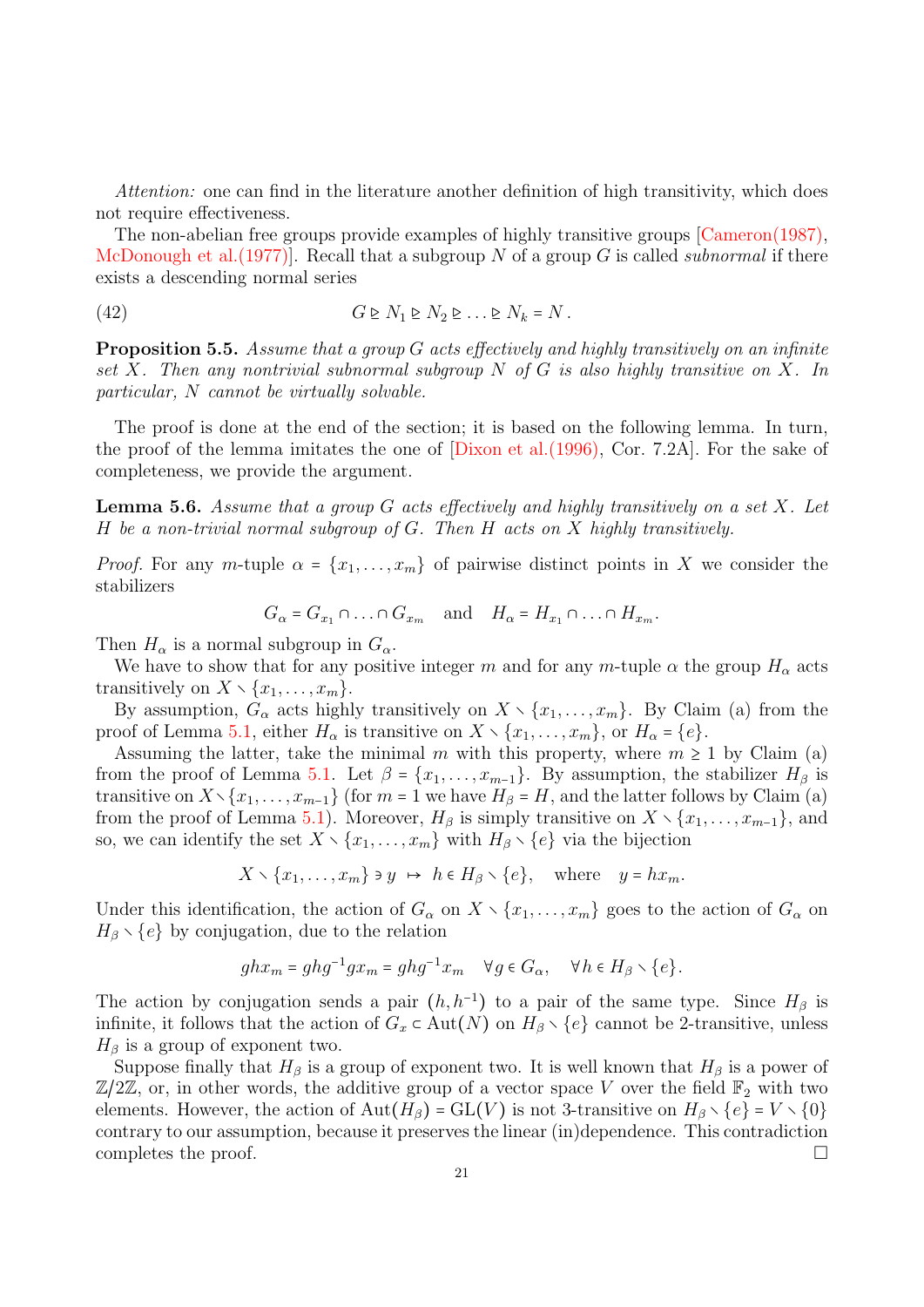*Attention:* one can find in the literature another definition of high transitivity, which does not require effectiveness.

The non-abelian free groups provide examples of highly transitive groups [Cameron(1987), McDonough et al.(1977)]. Recall that a subgroup $N$ of a group $G$ is called *subnormal* if there exists a descending normal series

$$G \trianglerighteq N_1 \trianglerighteq N_2 \trianglerighteq \ldots \trianglerighteq N_k = N\,. \tag{42}$$

**Proposition 5.5.** *Assume that a group $G$ acts effectively and highly transitively on an infinite set $X$. Then any nontrivial subnormal subgroup $N$ of $G$ is also highly transitive on $X$. In particular, $N$ cannot be virtually solvable.*

The proof is done at the end of the section; it is based on the following lemma. In turn, the proof of the lemma imitates the one of [Dixon et al.(1996), Cor. 7.2A]. For the sake of completeness, we provide the argument.

**Lemma 5.6.** *Assume that a group $G$ acts effectively and highly transitively on a set $X$. Let $H$ be a non-trivial normal subgroup of $G$. Then $H$ acts on $X$ highly transitively.*

*Proof.* For any $m$-tuple $\alpha = \{x_1, \ldots, x_m\}$ of pairwise distinct points in $X$ we consider the stabilizers

$$G_\alpha = G_{x_1} \cap \ldots \cap G_{x_m} \quad \text{and} \quad H_\alpha = H_{x_1} \cap \ldots \cap H_{x_m}.$$

Then $H_\alpha$ is a normal subgroup in $G_\alpha$.

We have to show that for any positive integer $m$ and for any $m$-tuple $\alpha$ the group $H_\alpha$ acts transitively on $X \smallsetminus \{x_1, \ldots, x_m\}$.

By assumption, $G_\alpha$ acts highly transitively on $X \smallsetminus \{x_1, \ldots, x_m\}$. By Claim (a) from the proof of Lemma 5.1, either $H_\alpha$ is transitive on $X \smallsetminus \{x_1, \ldots, x_m\}$, or $H_\alpha = \{e\}$.

Assuming the latter, take the minimal $m$ with this property, where $m \geq 1$ by Claim (a) from the proof of Lemma 5.1. Let $\beta = \{x_1, \ldots, x_{m-1}\}$. By assumption, the stabilizer $H_\beta$ is transitive on $X \smallsetminus \{x_1, \ldots, x_{m-1}\}$ (for $m = 1$ we have $H_\beta = H$, and the latter follows by Claim (a) from the proof of Lemma 5.1). Moreover, $H_\beta$ is simply transitive on $X \smallsetminus \{x_1, \ldots, x_{m-1}\}$, and so, we can identify the set $X \smallsetminus \{x_1, \ldots, x_m\}$ with $H_\beta \smallsetminus \{e\}$ via the bijection

$$X \smallsetminus \{x_1, \ldots, x_m\} \ni y \;\mapsto\; h \in H_\beta \smallsetminus \{e\}, \quad \text{where} \quad y = hx_m.$$

Under this identification, the action of $G_\alpha$ on $X \smallsetminus \{x_1, \ldots, x_m\}$ goes to the action of $G_\alpha$ on $H_\beta \smallsetminus \{e\}$ by conjugation, due to the relation

$$ghx_m = ghg^{-1}gx_m = ghg^{-1}x_m \quad \forall g \in G_\alpha, \quad \forall h \in H_\beta \smallsetminus \{e\}.$$

The action by conjugation sends a pair $(h, h^{-1})$ to a pair of the same type. Since $H_\beta$ is infinite, it follows that the action of $G_x \subset \mathrm{Aut}(N)$ on $H_\beta \smallsetminus \{e\}$ cannot be 2-transitive, unless $H_\beta$ is a group of exponent two.

Suppose finally that $H_\beta$ is a group of exponent two. It is well known that $H_\beta$ is a power of $\mathbb{Z}/2\mathbb{Z}$, or, in other words, the additive group of a vector space $V$ over the field $\mathbb{F}_2$ with two elements. However, the action of $\mathrm{Aut}(H_\beta) = \mathrm{GL}(V)$ is not 3-transitive on $H_\beta \smallsetminus \{e\} = V \smallsetminus \{0\}$ contrary to our assumption, because it preserves the linear (in)dependence. This contradiction completes the proof. $\square$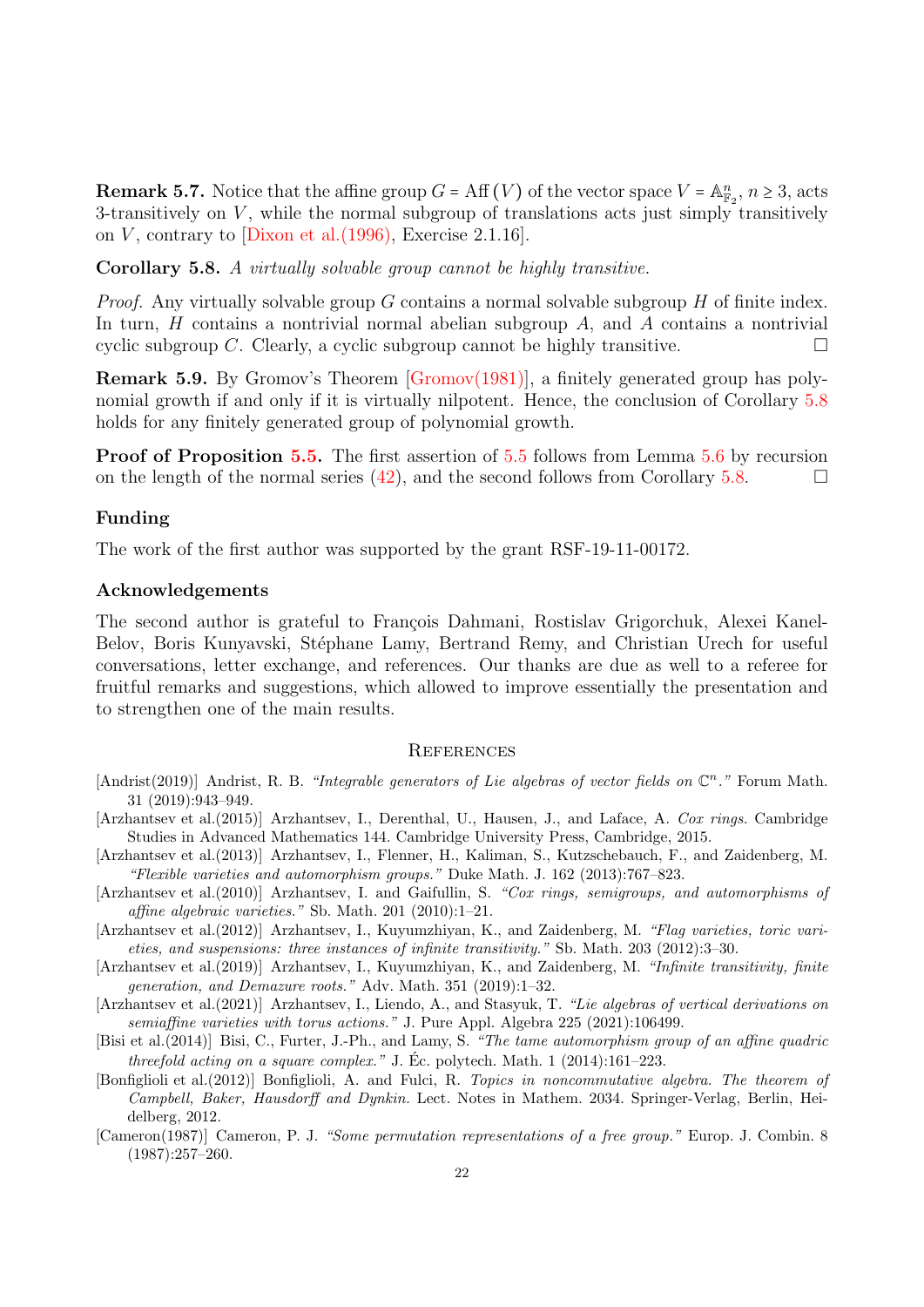**Remark 5.7.** Notice that the affine group $G = \mathrm{Aff}(V)$ of the vector space $V = \mathbb{A}^n_{\mathbb{F}_2}$, $n \geq 3$, acts 3-transitively on $V$, while the normal subgroup of translations acts just simply transitively on $V$, contrary to [Dixon et al.(1996), Exercise 2.1.16].

**Corollary 5.8.** *A virtually solvable group cannot be highly transitive.*

*Proof.* Any virtually solvable group $G$ contains a normal solvable subgroup $H$ of finite index. In turn, $H$ contains a nontrivial normal abelian subgroup $A$, and $A$ contains a nontrivial cyclic subgroup $C$. Clearly, a cyclic subgroup cannot be highly transitive. □

**Remark 5.9.** By Gromov's Theorem [Gromov(1981)], a finitely generated group has polynomial growth if and only if it is virtually nilpotent. Hence, the conclusion of Corollary 5.8 holds for any finitely generated group of polynomial growth.

**Proof of Proposition 5.5.** The first assertion of 5.5 follows from Lemma 5.6 by recursion on the length of the normal series (42), and the second follows from Corollary 5.8. □

## Funding

The work of the first author was supported by the grant RSF-19-11-00172.

## Acknowledgements

The second author is grateful to François Dahmani, Rostislav Grigorchuk, Alexei Kanel-Belov, Boris Kunyavski, Stéphane Lamy, Bertrand Remy, and Christian Urech for useful conversations, letter exchange, and references. Our thanks are due as well to a referee for fruitful remarks and suggestions, which allowed to improve essentially the presentation and to strengthen one of the main results.

## References

[Andrist(2019)] Andrist, R. B. *"Integrable generators of Lie algebras of vector fields on $\mathbb{C}^n$."* Forum Math. 31 (2019):943–949.

[Arzhantsev et al.(2015)] Arzhantsev, I., Derenthal, U., Hausen, J., and Laface, A. *Cox rings.* Cambridge Studies in Advanced Mathematics 144. Cambridge University Press, Cambridge, 2015.

[Arzhantsev et al.(2013)] Arzhantsev, I., Flenner, H., Kaliman, S., Kutzschebauch, F., and Zaidenberg, M. *"Flexible varieties and automorphism groups."* Duke Math. J. 162 (2013):767–823.

[Arzhantsev et al.(2010)] Arzhantsev, I. and Gaifullin, S. *"Cox rings, semigroups, and automorphisms of affine algebraic varieties."* Sb. Math. 201 (2010):1–21.

[Arzhantsev et al.(2012)] Arzhantsev, I., Kuyumzhiyan, K., and Zaidenberg, M. *"Flag varieties, toric varieties, and suspensions: three instances of infinite transitivity."* Sb. Math. 203 (2012):3–30.

[Arzhantsev et al.(2019)] Arzhantsev, I., Kuyumzhiyan, K., and Zaidenberg, M. *"Infinite transitivity, finite generation, and Demazure roots."* Adv. Math. 351 (2019):1–32.

[Arzhantsev et al.(2021)] Arzhantsev, I., Liendo, A., and Stasyuk, T. *"Lie algebras of vertical derivations on semiaffine varieties with torus actions."* J. Pure Appl. Algebra 225 (2021):106499.

[Bisi et al.(2014)] Bisi, C., Furter, J.-Ph., and Lamy, S. *"The tame automorphism group of an affine quadric threefold acting on a square complex."* J. Éc. polytech. Math. 1 (2014):161–223.

[Bonfiglioli et al.(2012)] Bonfiglioli, A. and Fulci, R. *Topics in noncommutative algebra. The theorem of Campbell, Baker, Hausdorff and Dynkin.* Lect. Notes in Mathem. 2034. Springer-Verlag, Berlin, Heidelberg, 2012.

[Cameron(1987)] Cameron, P. J. *"Some permutation representations of a free group."* Europ. J. Combin. 8 (1987):257–260.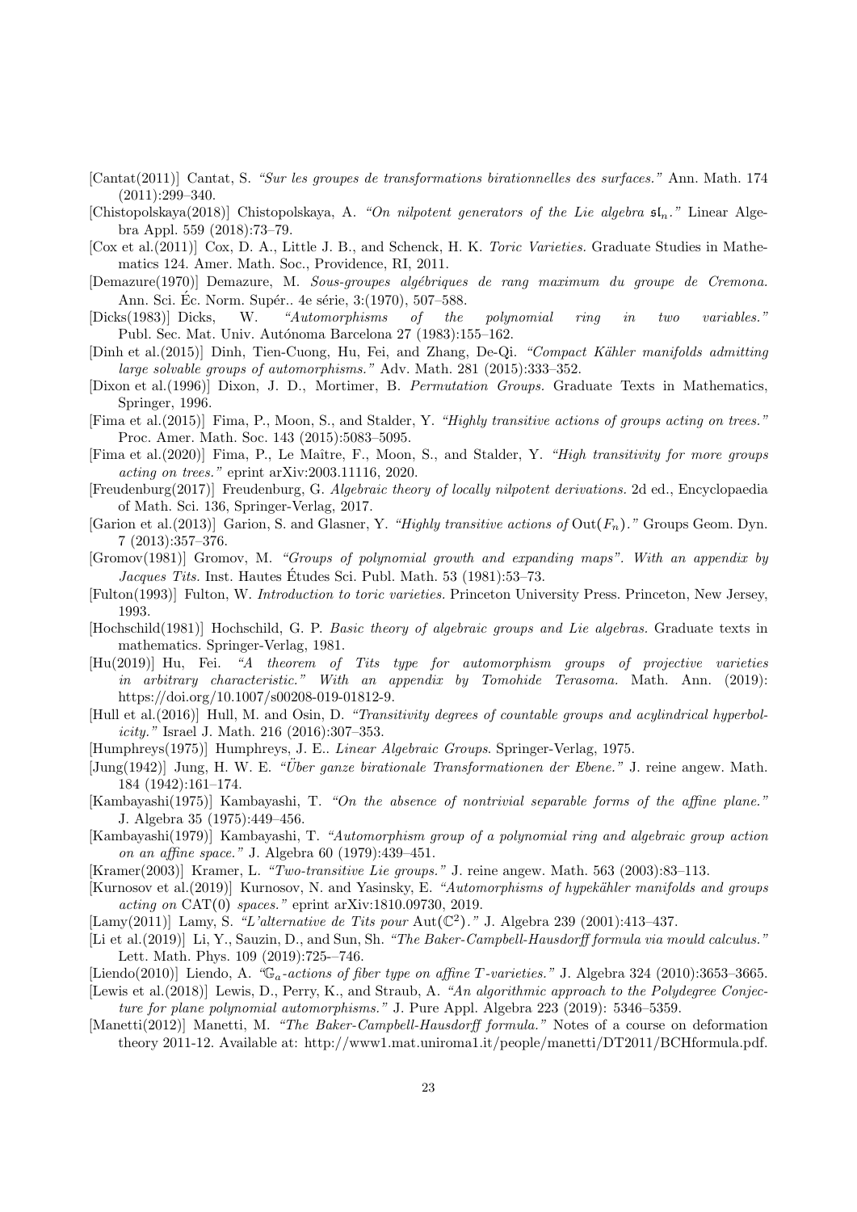[Cantat(2011)] Cantat, S. *"Sur les groupes de transformations birationnelles des surfaces."* Ann. Math. 174 (2011):299–340.

[Chistopolskaya(2018)] Chistopolskaya, A. *"On nilpotent generators of the Lie algebra $\mathfrak{sl}_n$."* Linear Algebra Appl. 559 (2018):73–79.

[Cox et al.(2011)] Cox, D. A., Little J. B., and Schenck, H. K. *Toric Varieties.* Graduate Studies in Mathematics 124. Amer. Math. Soc., Providence, RI, 2011.

[Demazure(1970)] Demazure, M. *Sous-groupes algébriques de rang maximum du groupe de Cremona.* Ann. Sci. Éc. Norm. Supér.. 4e série, 3:(1970), 507–588.

[Dicks(1983)] Dicks, W. *"Automorphisms of the polynomial ring in two variables."* Publ. Sec. Mat. Univ. Autónoma Barcelona 27 (1983):155–162.

[Dinh et al.(2015)] Dinh, Tien-Cuong, Hu, Fei, and Zhang, De-Qi. *"Compact Kähler manifolds admitting large solvable groups of automorphisms."* Adv. Math. 281 (2015):333–352.

[Dixon et al.(1996)] Dixon, J. D., Mortimer, B. *Permutation Groups.* Graduate Texts in Mathematics, Springer, 1996.

[Fima et al.(2015)] Fima, P., Moon, S., and Stalder, Y. *"Highly transitive actions of groups acting on trees."* Proc. Amer. Math. Soc. 143 (2015):5083–5095.

[Fima et al.(2020)] Fima, P., Le Maître, F., Moon, S., and Stalder, Y. *"High transitivity for more groups acting on trees."* eprint arXiv:2003.11116, 2020.

[Freudenburg(2017)] Freudenburg, G. *Algebraic theory of locally nilpotent derivations.* 2d ed., Encyclopaedia of Math. Sci. 136, Springer-Verlag, 2017.

[Garion et al.(2013)] Garion, S. and Glasner, Y. *"Highly transitive actions of* $\mathrm{Out}(F_n)$*."* Groups Geom. Dyn. 7 (2013):357–376.

[Gromov(1981)] Gromov, M. *"Groups of polynomial growth and expanding maps". With an appendix by Jacques Tits.* Inst. Hautes Études Sci. Publ. Math. 53 (1981):53–73.

[Fulton(1993)] Fulton, W. *Introduction to toric varieties.* Princeton University Press. Princeton, New Jersey, 1993.

[Hochschild(1981)] Hochschild, G. P. *Basic theory of algebraic groups and Lie algebras.* Graduate texts in mathematics. Springer-Verlag, 1981.

[Hu(2019)] Hu, Fei. *"A theorem of Tits type for automorphism groups of projective varieties in arbitrary characteristic." With an appendix by Tomohide Terasoma.* Math. Ann. (2019): https://doi.org/10.1007/s00208-019-01812-9.

[Hull et al.(2016)] Hull, M. and Osin, D. *"Transitivity degrees of countable groups and acylindrical hyperbolicity."* Israel J. Math. 216 (2016):307–353.

[Humphreys(1975)] Humphreys, J. E.. *Linear Algebraic Groups*. Springer-Verlag, 1975.

[Jung(1942)] Jung, H. W. E. *"Über ganze birationale Transformationen der Ebene."* J. reine angew. Math. 184 (1942):161–174.

[Kambayashi(1975)] Kambayashi, T. *"On the absence of nontrivial separable forms of the affine plane."* J. Algebra 35 (1975):449–456.

[Kambayashi(1979)] Kambayashi, T. *"Automorphism group of a polynomial ring and algebraic group action on an affine space."* J. Algebra 60 (1979):439–451.

[Kramer(2003)] Kramer, L. *"Two-transitive Lie groups."* J. reine angew. Math. 563 (2003):83–113.

[Kurnosov et al.(2019)] Kurnosov, N. and Yasinsky, E. *"Automorphisms of hypekähler manifolds and groups acting on* $\mathrm{CAT}(0)$ *spaces."* eprint arXiv:1810.09730, 2019.

[Lamy(2011)] Lamy, S. *"L'alternative de Tits pour* $\mathrm{Aut}(\mathbb{C}^2)$*."* J. Algebra 239 (2001):413–437.

[Li et al.(2019)] Li, Y., Sauzin, D., and Sun, Sh. *"The Baker-Campbell-Hausdorff formula via mould calculus."* Lett. Math. Phys. 109 (2019):725-–746.

[Liendo(2010)] Liendo, A. *"$\mathbb{G}_a$-actions of fiber type on affine $T$-varieties."* J. Algebra 324 (2010):3653–3665.

[Lewis et al.(2018)] Lewis, D., Perry, K., and Straub, A. *"An algorithmic approach to the Polydegree Conjecture for plane polynomial automorphisms."* J. Pure Appl. Algebra 223 (2019): 5346–5359.

[Manetti(2012)] Manetti, M. *"The Baker-Campbell-Hausdorff formula."* Notes of a course on deformation theory 2011-12. Available at: http://www1.mat.uniroma1.it/people/manetti/DT2011/BCHformula.pdf.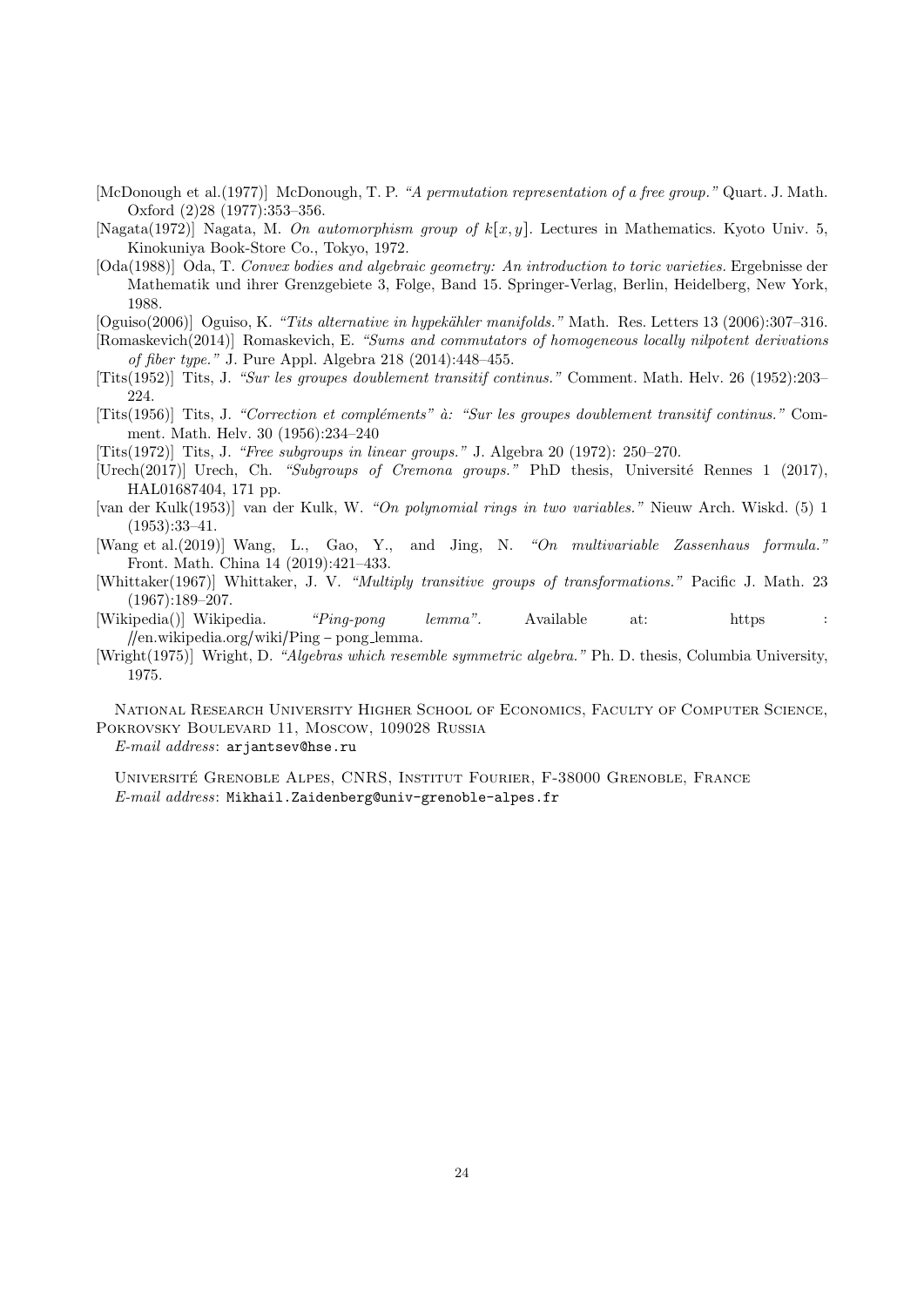[McDonough et al.(1977)] McDonough, T. P. *"A permutation representation of a free group."* Quart. J. Math. Oxford (2)28 (1977):353–356.

[Nagata(1972)] Nagata, M. *On automorphism group of $k[x, y]$*. Lectures in Mathematics. Kyoto Univ. 5, Kinokuniya Book-Store Co., Tokyo, 1972.

[Oda(1988)] Oda, T. *Convex bodies and algebraic geometry: An introduction to toric varieties.* Ergebnisse der Mathematik und ihrer Grenzgebiete 3, Folge, Band 15. Springer-Verlag, Berlin, Heidelberg, New York, 1988.

[Oguiso(2006)] Oguiso, K. *"Tits alternative in hypekähler manifolds."* Math. Res. Letters 13 (2006):307–316.

[Romaskevich(2014)] Romaskevich, E. *"Sums and commutators of homogeneous locally nilpotent derivations of fiber type."* J. Pure Appl. Algebra 218 (2014):448–455.

[Tits(1952)] Tits, J. *"Sur les groupes doublement transitif continus."* Comment. Math. Helv. 26 (1952):203–224.

[Tits(1956)] Tits, J. *"Correction et compléments" à: "Sur les groupes doublement transitif continus."* Comment. Math. Helv. 30 (1956):234–240

[Tits(1972)] Tits, J. *"Free subgroups in linear groups."* J. Algebra 20 (1972): 250–270.

[Urech(2017)] Urech, Ch. *"Subgroups of Cremona groups."* PhD thesis, Université Rennes 1 (2017), HAL01687404, 171 pp.

[van der Kulk(1953)] van der Kulk, W. *"On polynomial rings in two variables."* Nieuw Arch. Wiskd. (5) 1 (1953):33–41.

[Wang et al.(2019)] Wang, L., Gao, Y., and Jing, N. *"On multivariable Zassenhaus formula."* Front. Math. China 14 (2019):421–433.

[Whittaker(1967)] Whittaker, J. V. *"Multiply transitive groups of transformations."* Pacific J. Math. 23 (1967):189–207.

[Wikipedia()] Wikipedia. *"Ping-pong lemma"*. Available at: https : //en.wikipedia.org/wiki/Ping – pong_lemma.

[Wright(1975)] Wright, D. *"Algebras which resemble symmetric algebra."* Ph. D. thesis, Columbia University, 1975.

National Research University Higher School of Economics, Faculty of Computer Science, Pokrovsky Boulevard 11, Moscow, 109028 Russia

*E-mail address*: arjantsev@hse.ru

Université Grenoble Alpes, CNRS, Institut Fourier, F-38000 Grenoble, France

*E-mail address*: Mikhail.Zaidenberg@univ-grenoble-alpes.fr